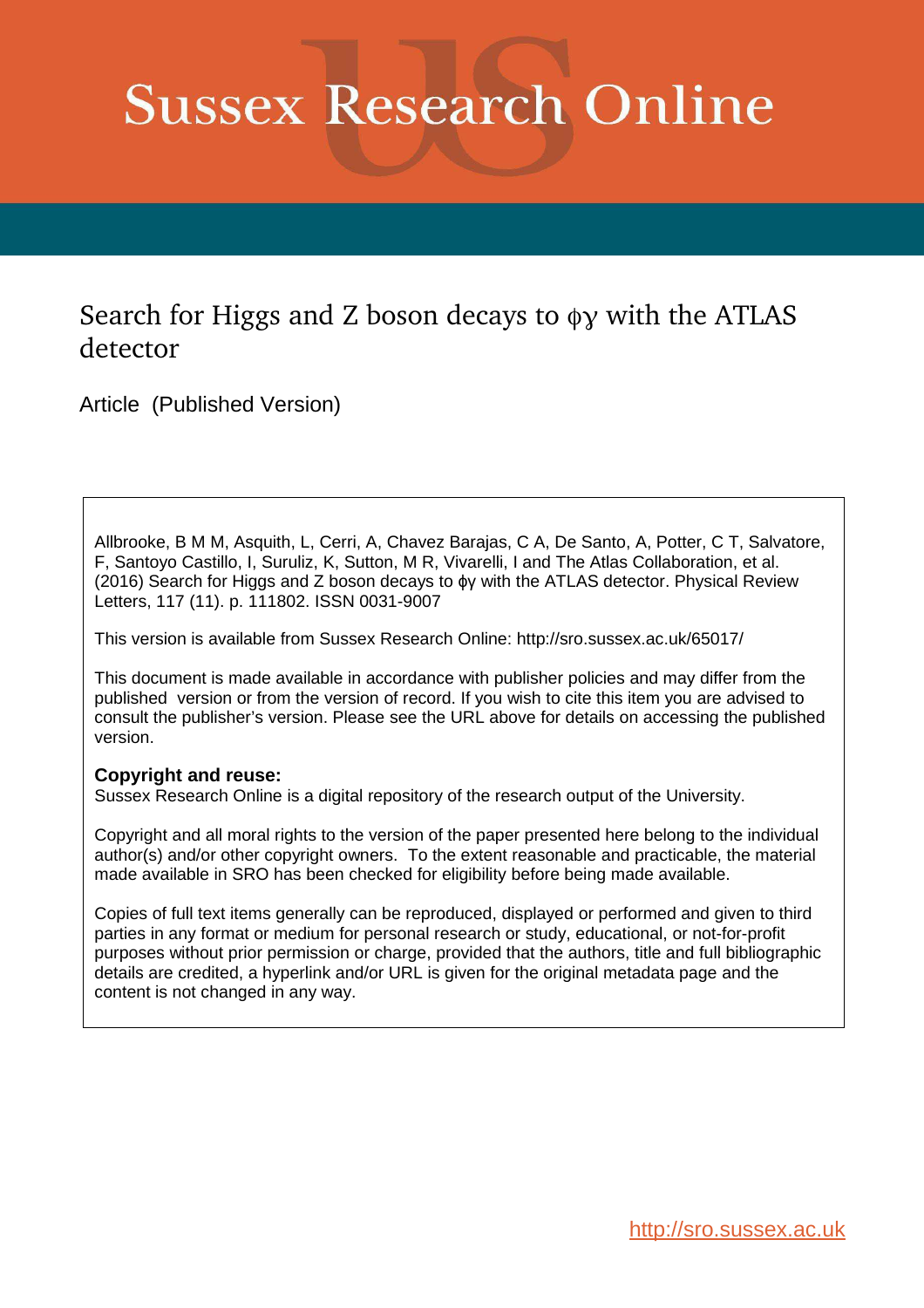# Sussex Research Online

## Search for Higgs and Z boson decays to $\phi\gamma$ with the ATLAS detector

Article (Published Version)

Allbrooke, B M M, Asquith, L, Cerri, A, Chavez Barajas, C A, De Santo, A, Potter, C T, Salvatore, F, Santoyo Castillo, I, Suruliz, K, Sutton, M R, Vivarelli, I and The Atlas Collaboration, et al. (2016) Search for Higgs and Z boson decays to $\phi\gamma$ with the ATLAS detector. Physical Review Letters, 117 (11). p. 111802. ISSN 0031-9007

This version is available from Sussex Research Online: http://sro.sussex.ac.uk/65017/

This document is made available in accordance with publisher policies and may differ from the published version or from the version of record. If you wish to cite this item you are advised to consult the publisher's version. Please see the URL above for details on accessing the published version.

**Copyright and reuse:**
Sussex Research Online is a digital repository of the research output of the University.

Copyright and all moral rights to the version of the paper presented here belong to the individual author(s) and/or other copyright owners. To the extent reasonable and practicable, the material made available in SRO has been checked for eligibility before being made available.

Copies of full text items generally can be reproduced, displayed or performed and given to third parties in any format or medium for personal research or study, educational, or not-for-profit purposes without prior permission or charge, provided that the authors, title and full bibliographic details are credited, a hyperlink and/or URL is given for the original metadata page and the content is not changed in any way.

http://sro.sussex.ac.uk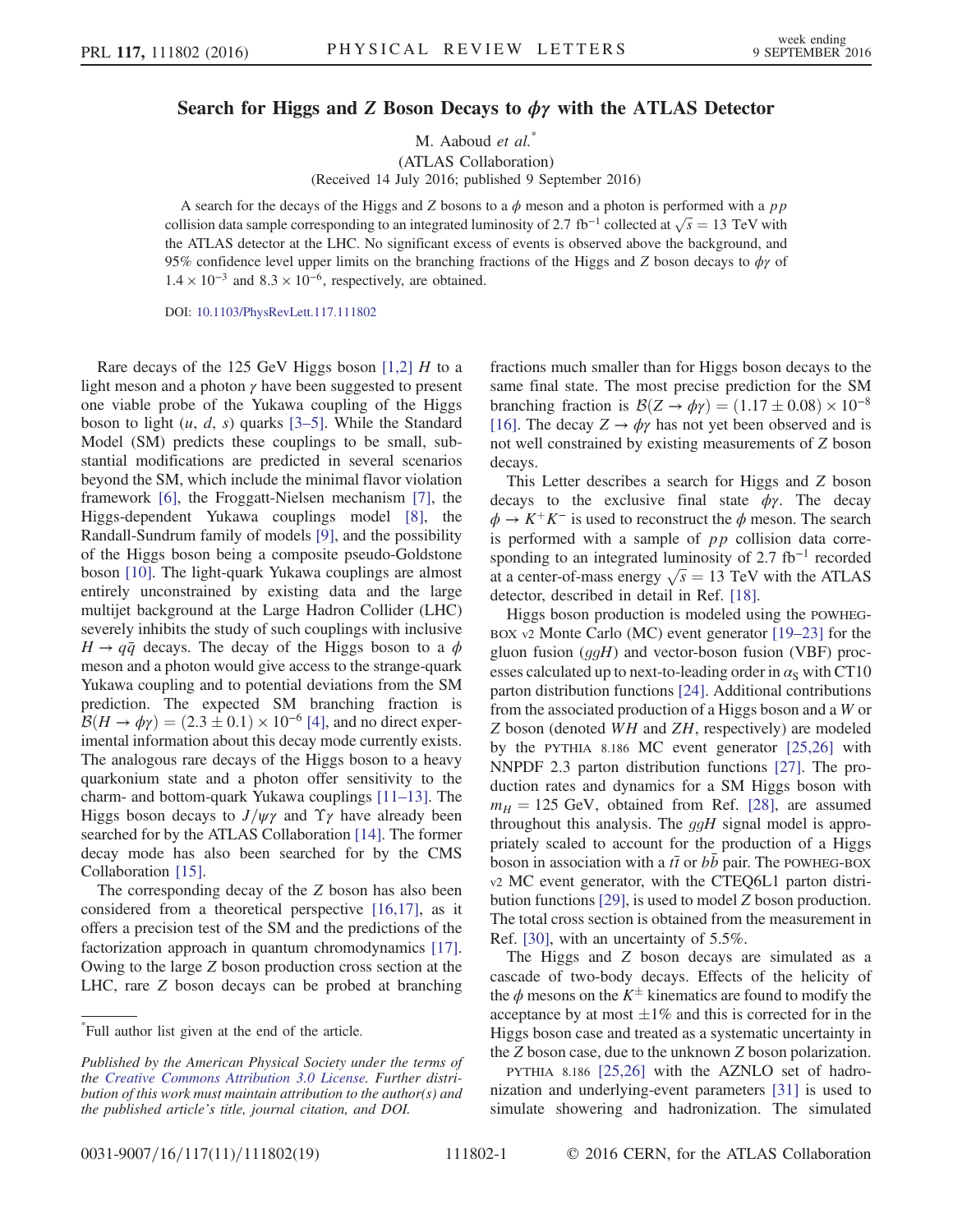# Search for Higgs and $Z$ Boson Decays to $\phi\gamma$ with the ATLAS Detector

M. Aaboud *et al.*[*]

(ATLAS Collaboration)

(Received 14 July 2016; published 9 September 2016)

A search for the decays of the Higgs and $Z$ bosons to a $\phi$ meson and a photon is performed with a $pp$ collision data sample corresponding to an integrated luminosity of 2.7 fb$^{-1}$ collected at $\sqrt{s} = 13$ TeV with the ATLAS detector at the LHC. No significant excess of events is observed above the background, and 95% confidence level upper limits on the branching fractions of the Higgs and $Z$ boson decays to $\phi\gamma$ of $1.4 \times 10^{-3}$ and $8.3 \times 10^{-6}$, respectively, are obtained.

DOI: 10.1103/PhysRevLett.117.111802

Rare decays of the 125 GeV Higgs boson [1,2] $H$ to a light meson and a photon $\gamma$ have been suggested to present one viable probe of the Yukawa coupling of the Higgs boson to light ($u$, $d$, $s$) quarks [3–5]. While the Standard Model (SM) predicts these couplings to be small, substantial modifications are predicted in several scenarios beyond the SM, which include the minimal flavor violation framework [6], the Froggatt-Nielsen mechanism [7], the Higgs-dependent Yukawa couplings model [8], the Randall-Sundrum family of models [9], and the possibility of the Higgs boson being a composite pseudo-Goldstone boson [10]. The light-quark Yukawa couplings are almost entirely unconstrained by existing data and the large multijet background at the Large Hadron Collider (LHC) severely inhibits the study of such couplings with inclusive $H \to q\bar{q}$ decays. The decay of the Higgs boson to a $\phi$ meson and a photon would give access to the strange-quark Yukawa coupling and to potential deviations from the SM prediction. The expected SM branching fraction is $\mathcal{B}(H \to \phi\gamma) = (2.3 \pm 0.1) \times 10^{-6}$ [4], and no direct experimental information about this decay mode currently exists. The analogous rare decays of the Higgs boson to a heavy quarkonium state and a photon offer sensitivity to the charm- and bottom-quark Yukawa couplings [11–13]. The Higgs boson decays to $J/\psi\gamma$ and $\Upsilon\gamma$ have already been searched for by the ATLAS Collaboration [14]. The former decay mode has also been searched for by the CMS Collaboration [15].

The corresponding decay of the $Z$ boson has also been considered from a theoretical perspective [16,17], as it offers a precision test of the SM and the predictions of the factorization approach in quantum chromodynamics [17]. Owing to the large $Z$ boson production cross section at the LHC, rare $Z$ boson decays can be probed at branching fractions much smaller than for Higgs boson decays to the same final state. The most precise prediction for the SM branching fraction is $\mathcal{B}(Z \to \phi\gamma) = (1.17 \pm 0.08) \times 10^{-8}$ [16]. The decay $Z \to \phi\gamma$ has not yet been observed and is not well constrained by existing measurements of $Z$ boson decays.

This Letter describes a search for Higgs and $Z$ boson decays to the exclusive final state $\phi\gamma$. The decay $\phi \to K^+K^-$ is used to reconstruct the $\phi$ meson. The search is performed with a sample of $pp$ collision data corresponding to an integrated luminosity of 2.7 fb$^{-1}$ recorded at a center-of-mass energy $\sqrt{s} = 13$ TeV with the ATLAS detector, described in detail in Ref. [18].

Higgs boson production is modeled using the POWHEG-BOX v2 Monte Carlo (MC) event generator [19–23] for the gluon fusion ($ggH$) and vector-boson fusion (VBF) processes calculated up to next-to-leading order in $\alpha_S$ with CT10 parton distribution functions [24]. Additional contributions from the associated production of a Higgs boson and a $W$ or $Z$ boson (denoted $WH$ and $ZH$, respectively) are modeled by the PYTHIA 8.186 MC event generator [25,26] with NNPDF 2.3 parton distribution functions [27]. The production rates and dynamics for a SM Higgs boson with $m_H = 125$ GeV, obtained from Ref. [28], are assumed throughout this analysis. The $ggH$ signal model is appropriately scaled to account for the production of a Higgs boson in association with a $t\bar{t}$ or $b\bar{b}$ pair. The POWHEG-BOX v2 MC event generator, with the CTEQ6L1 parton distribution functions [29], is used to model $Z$ boson production. The total cross section is obtained from the measurement in Ref. [30], with an uncertainty of 5.5%.

The Higgs and $Z$ boson decays are simulated as a cascade of two-body decays. Effects of the helicity of the $\phi$ mesons on the $K^{\pm}$ kinematics are found to modify the acceptance by at most $\pm 1\%$ and this is corrected for in the Higgs boson case and treated as a systematic uncertainty in the $Z$ boson case, due to the unknown $Z$ boson polarization.

PYTHIA 8.186 [25,26] with the AZNLO set of hadronization and underlying-event parameters [31] is used to simulate showering and hadronization. The simulated

---

[*]Full author list given at the end of the article.

*Published by the American Physical Society under the terms of the Creative Commons Attribution 3.0 License. Further distribution of this work must maintain attribution to the author(s) and the published article's title, journal citation, and DOI.*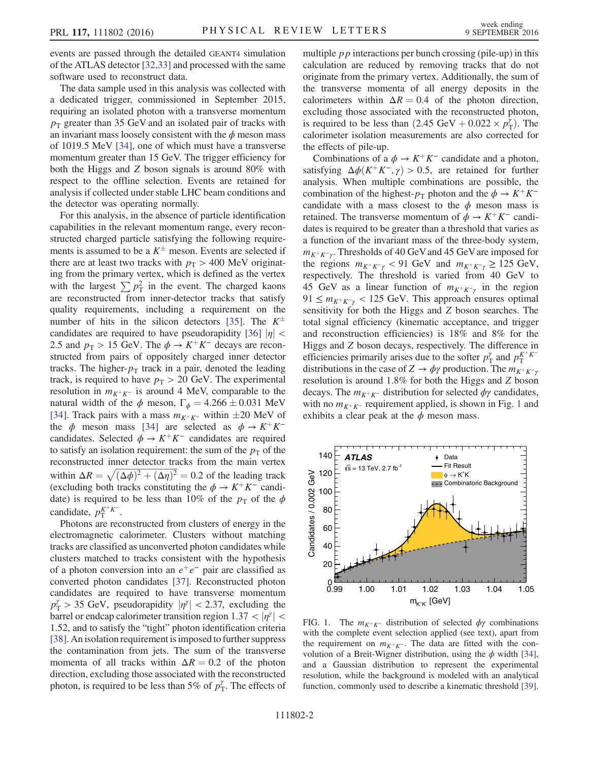events are passed through the detailed GEANT4 simulation of the ATLAS detector [32,33] and processed with the same software used to reconstruct data.

The data sample used in this analysis was collected with a dedicated trigger, commissioned in September 2015, requiring an isolated photon with a transverse momentum $p_{\mathrm{T}}$ greater than 35 GeV and an isolated pair of tracks with an invariant mass loosely consistent with the $\phi$ meson mass of 1019.5 MeV [34], one of which must have a transverse momentum greater than 15 GeV. The trigger efficiency for both the Higgs and $Z$ boson signals is around 80% with respect to the offline selection. Events are retained for analysis if collected under stable LHC beam conditions and the detector was operating normally.

For this analysis, in the absence of particle identification capabilities in the relevant momentum range, every reconstructed charged particle satisfying the following requirements is assumed to be a $K^{\pm}$ meson. Events are selected if there are at least two tracks with $p_{\mathrm{T}} > 400$ MeV originating from the primary vertex, which is defined as the vertex with the largest $\sum p_{\mathrm{T}}^2$ in the event. The charged kaons are reconstructed from inner-detector tracks that satisfy quality requirements, including a requirement on the number of hits in the silicon detectors [35]. The $K^{\pm}$ candidates are required to have pseudorapidity [36] $|\eta| < 2.5$ and $p_{\mathrm{T}} > 15$ GeV. The $\phi \to K^+K^-$ decays are reconstructed from pairs of oppositely charged inner detector tracks. The higher-$p_{\mathrm{T}}$ track in a pair, denoted the leading track, is required to have $p_{\mathrm{T}} > 20$ GeV. The experimental resolution in $m_{K^+K^-}$ is around 4 MeV, comparable to the natural width of the $\phi$ meson, $\Gamma_{\phi} = 4.266 \pm 0.031$ MeV [34]. Track pairs with a mass $m_{K^+K^-}$ within $\pm 20$ MeV of the $\phi$ meson mass [34] are selected as $\phi \to K^+K^-$ candidates. Selected $\phi \to K^+K^-$ candidates are required to satisfy an isolation requirement: the sum of the $p_{\mathrm{T}}$ of the reconstructed inner detector tracks from the main vertex within $\Delta R = \sqrt{(\Delta\phi)^2 + (\Delta\eta)^2} = 0.2$ of the leading track (excluding both tracks constituting the $\phi \to K^+K^-$ candidate) is required to be less than 10% of the $p_{\mathrm{T}}$ of the $\phi$ candidate, $p_{\mathrm{T}}^{K^+K^-}$.

Photons are reconstructed from clusters of energy in the electromagnetic calorimeter. Clusters without matching tracks are classified as unconverted photon candidates while clusters matched to tracks consistent with the hypothesis of a photon conversion into an $e^+e^-$ pair are classified as converted photon candidates [37]. Reconstructed photon candidates are required to have transverse momentum $p_{\mathrm{T}}^{\gamma} > 35$ GeV, pseudorapidity $|\eta^{\gamma}| < 2.37$, excluding the barrel or endcap calorimeter transition region $1.37 < |\eta^{\gamma}| < 1.52$, and to satisfy the "tight" photon identification criteria [38]. An isolation requirement is imposed to further suppress the contamination from jets. The sum of the transverse momenta of all tracks within $\Delta R = 0.2$ of the photon direction, excluding those associated with the reconstructed photon, is required to be less than 5% of $p_{\mathrm{T}}^{\gamma}$. The effects of multiple $pp$ interactions per bunch crossing (pile-up) in this calculation are reduced by removing tracks that do not originate from the primary vertex. Additionally, the sum of the transverse momenta of all energy deposits in the calorimeters within $\Delta R = 0.4$ of the photon direction, excluding those associated with the reconstructed photon, is required to be less than $(2.45\ \mathrm{GeV} + 0.022 \times p_{\mathrm{T}}^{\gamma})$. The calorimeter isolation measurements are also corrected for the effects of pile-up.

Combinations of a $\phi \to K^+K^-$ candidate and a photon, satisfying $\Delta\phi(K^+K^-, \gamma) > 0.5$, are retained for further analysis. When multiple combinations are possible, the combination of the highest-$p_{\mathrm{T}}$ photon and the $\phi \to K^+K^-$ candidate with a mass closest to the $\phi$ meson mass is retained. The transverse momentum of $\phi \to K^+K^-$ candidates is required to be greater than a threshold that varies as a function of the invariant mass of the three-body system, $m_{K^+K^-\gamma}$. Thresholds of 40 GeV and 45 GeV are imposed for the regions $m_{K^+K^-\gamma} < 91$ GeV and $m_{K^+K^-\gamma} \geq 125$ GeV, respectively. The threshold is varied from 40 GeV to 45 GeV as a linear function of $m_{K^+K^-\gamma}$ in the region $91 \leq m_{K^+K^-\gamma} < 125$ GeV. This approach ensures optimal sensitivity for both the Higgs and $Z$ boson searches. The total signal efficiency (kinematic acceptance, and trigger and reconstruction efficiencies) is 18% and 8% for the Higgs and $Z$ boson decays, respectively. The difference in efficiencies primarily arises due to the softer $p_{\mathrm{T}}^{\gamma}$ and $p_{\mathrm{T}}^{K^+K^-}$ distributions in the case of $Z \to \phi\gamma$ production. The $m_{K^+K^-\gamma}$ resolution is around 1.8% for both the Higgs and $Z$ boson decays. The $m_{K^+K^-}$ distribution for selected $\phi\gamma$ candidates, with no $m_{K^+K^-}$ requirement applied, is shown in Fig. 1 and exhibits a clear peak at the $\phi$ meson mass.

FIG. 1. The $m_{K^+K^-}$ distribution of selected $\phi\gamma$ combinations with the complete event selection applied (see text), apart from the requirement on $m_{K^+K^-}$. The data are fitted with the convolution of a Breit-Wigner distribution, using the $\phi$ width [34], and a Gaussian distribution to represent the experimental resolution, while the background is modeled with an analytical function, commonly used to describe a kinematic threshold [39].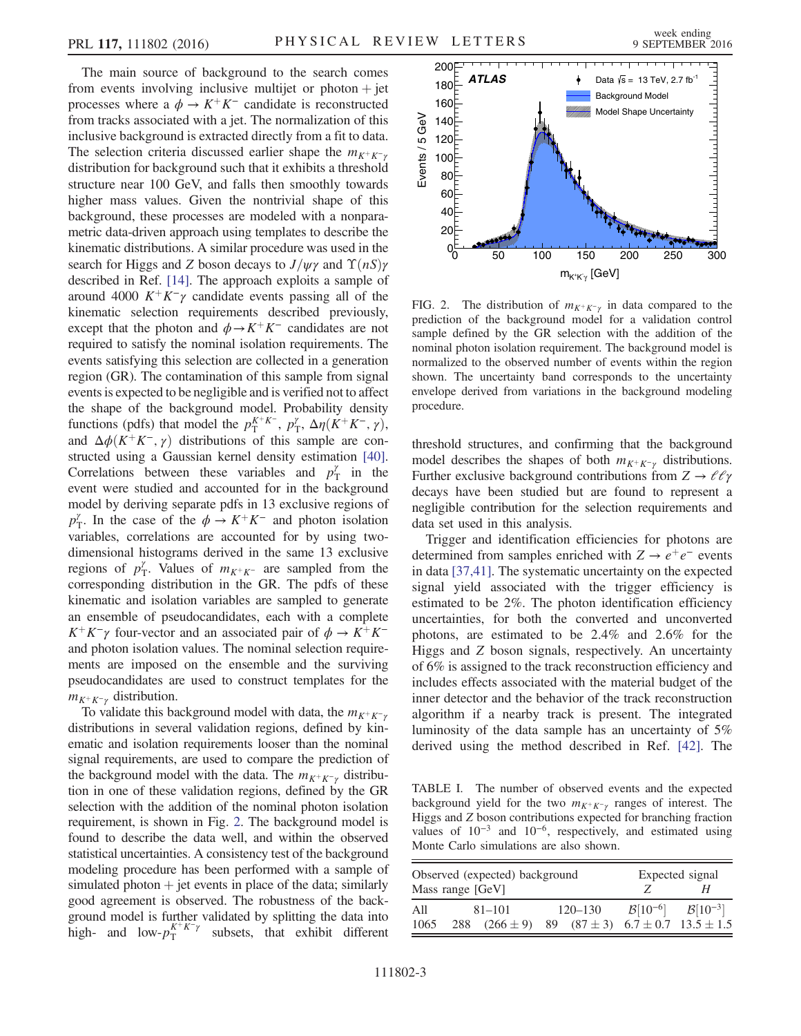The main source of background to the search comes from events involving inclusive multijet or photon + jet processes where a $\phi \to K^+K^-$ candidate is reconstructed from tracks associated with a jet. The normalization of this inclusive background is extracted directly from a fit to data. The selection criteria discussed earlier shape the $m_{K^+K^-\gamma}$ distribution for background such that it exhibits a threshold structure near 100 GeV, and falls then smoothly towards higher mass values. Given the nontrivial shape of this background, these processes are modeled with a nonparametric data-driven approach using templates to describe the kinematic distributions. A similar procedure was used in the search for Higgs and $Z$ boson decays to $J/\psi\gamma$ and $\Upsilon(nS)\gamma$ described in Ref. [14]. The approach exploits a sample of around 4000 $K^+K^-\gamma$ candidate events passing all of the kinematic selection requirements described previously, except that the photon and $\phi \to K^+K^-$ candidates are not required to satisfy the nominal isolation requirements. The events satisfying this selection are collected in a generation region (GR). The contamination of this sample from signal events is expected to be negligible and is verified not to affect the shape of the background model. Probability density functions (pdfs) that model the $p_{\mathrm{T}}^{K^+K^-}$, $p_{\mathrm{T}}^{\gamma}$, $\Delta\eta(K^+K^-,\gamma)$, and $\Delta\phi(K^+K^-,\gamma)$ distributions of this sample are constructed using a Gaussian kernel density estimation [40]. Correlations between these variables and $p_{\mathrm{T}}^{\gamma}$ in the event were studied and accounted for in the background model by deriving separate pdfs in 13 exclusive regions of $p_{\mathrm{T}}^{\gamma}$. In the case of the $\phi \to K^+K^-$ and photon isolation variables, correlations are accounted for by using two-dimensional histograms derived in the same 13 exclusive regions of $p_{\mathrm{T}}^{\gamma}$. Values of $m_{K^+K^-}$ are sampled from the corresponding distribution in the GR. The pdfs of these kinematic and isolation variables are sampled to generate an ensemble of pseudocandidates, each with a complete $K^+K^-\gamma$ four-vector and an associated pair of $\phi \to K^+K^-$ and photon isolation values. The nominal selection requirements are imposed on the ensemble and the surviving pseudocandidates are used to construct templates for the $m_{K^+K^-\gamma}$ distribution.

To validate this background model with data, the $m_{K^+K^-\gamma}$ distributions in several validation regions, defined by kinematic and isolation requirements looser than the nominal signal requirements, are used to compare the prediction of the background model with the data. The $m_{K^+K^-\gamma}$ distribution in one of these validation regions, defined by the GR selection with the addition of the nominal photon isolation requirement, is shown in Fig. 2. The background model is found to describe the data well, and within the observed statistical uncertainties. A consistency test of the background modeling procedure has been performed with a sample of simulated photon + jet events in place of the data; similarly good agreement is observed. The robustness of the background model is further validated by splitting the data into high- and low-$p_{\mathrm{T}}^{K^+K^-\gamma}$ subsets, that exhibit different threshold structures, and confirming that the background model describes the shapes of both $m_{K^+K^-\gamma}$ distributions. Further exclusive background contributions from $Z \to \ell\ell\gamma$ decays have been studied but are found to represent a negligible contribution for the selection requirements and data set used in this analysis.

FIG. 2. The distribution of $m_{K^+K^-\gamma}$ in data compared to the prediction of the background model for a validation control sample defined by the GR selection with the addition of the nominal photon isolation requirement. The background model is normalized to the observed number of events within the region shown. The uncertainty band corresponds to the uncertainty envelope derived from variations in the background modeling procedure.

Trigger and identification efficiencies for photons are determined from samples enriched with $Z \to e^+e^-$ events in data [37,41]. The systematic uncertainty on the expected signal yield associated with the trigger efficiency is estimated to be 2%. The photon identification efficiency uncertainties, for both the converted and unconverted photons, are estimated to be 2.4% and 2.6% for the Higgs and $Z$ boson signals, respectively. An uncertainty of 6% is assigned to the track reconstruction efficiency and includes effects associated with the material budget of the inner detector and the behavior of the track reconstruction algorithm if a nearby track is present. The integrated luminosity of the data sample has an uncertainty of 5% derived using the method described in Ref. [42]. The

TABLE I. The number of observed events and the expected background yield for the two $m_{K^+K^-\gamma}$ ranges of interest. The Higgs and $Z$ boson contributions expected for branching fraction values of $10^{-3}$ and $10^{-6}$, respectively, and estimated using Monte Carlo simulations are also shown.

| Observed (expected) background | | | | | Expected signal | |
|---|---|---|---|---|---|---|
| Mass range [GeV] | | | | | $Z$ | $H$ |
| All | 81–101 | | 120–130 | | $\mathcal{B}[10^{-6}]$ | $\mathcal{B}[10^{-3}]$ |
| 1065 | 288 | $(266 \pm 9)$ | 89 | $(87 \pm 3)$ | $6.7 \pm 0.7$ | $13.5 \pm 1.5$ |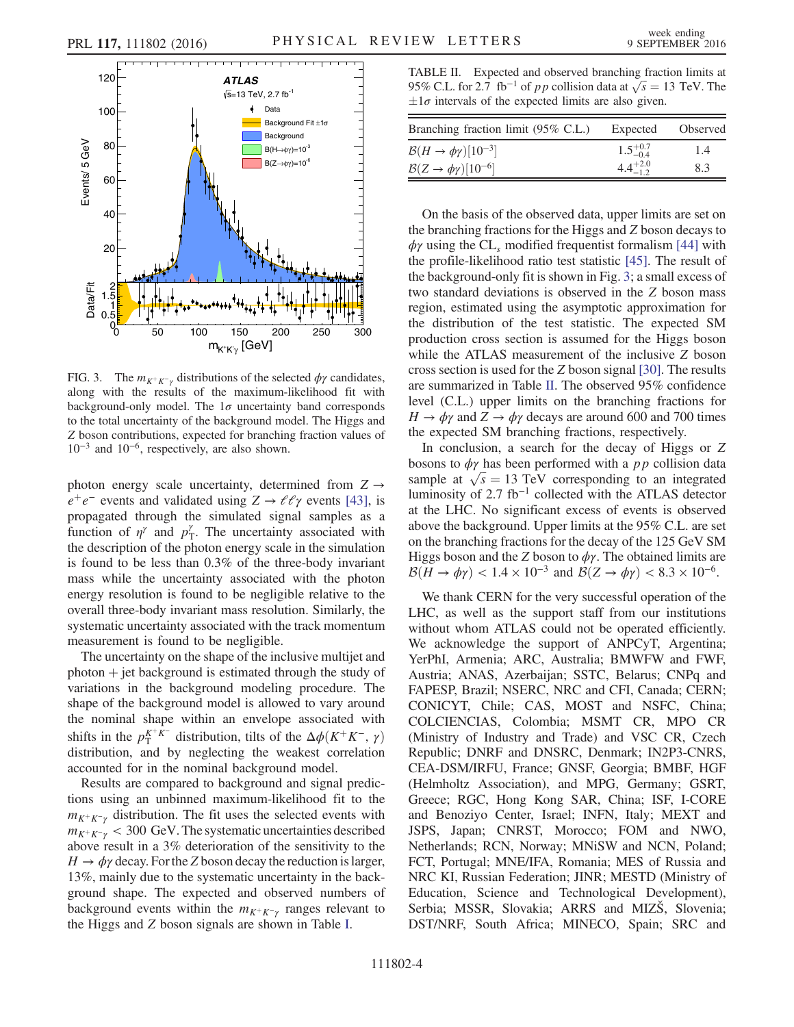FIG. 3. The $m_{K^+K^-\gamma}$ distributions of the selected $\phi\gamma$ candidates, along with the results of the maximum-likelihood fit with background-only model. The $1\sigma$ uncertainty band corresponds to the total uncertainty of the background model. The Higgs and $Z$ boson contributions, expected for branching fraction values of $10^{-3}$ and $10^{-6}$, respectively, are also shown.

photon energy scale uncertainty, determined from $Z \to e^+e^-$ events and validated using $Z \to \ell\ell\gamma$ events [43], is propagated through the simulated signal samples as a function of $\eta^\gamma$ and $p_T^\gamma$. The uncertainty associated with the description of the photon energy scale in the simulation is found to be less than 0.3% of the three-body invariant mass while the uncertainty associated with the photon energy resolution is found to be negligible relative to the overall three-body invariant mass resolution. Similarly, the systematic uncertainty associated with the track momentum measurement is found to be negligible.

The uncertainty on the shape of the inclusive multijet and photon + jet background is estimated through the study of variations in the background modeling procedure. The shape of the background model is allowed to vary around the nominal shape within an envelope associated with shifts in the $p_T^{K^+K^-}$ distribution, tilts of the $\Delta\phi(K^+K^-, \gamma)$ distribution, and by neglecting the weakest correlation accounted for in the nominal background model.

Results are compared to background and signal predictions using an unbinned maximum-likelihood fit to the $m_{K^+K^-\gamma}$ distribution. The fit uses the selected events with $m_{K^+K^-\gamma} < 300$ GeV. The systematic uncertainties described above result in a 3% deterioration of the sensitivity to the $H \to \phi\gamma$ decay. For the $Z$ boson decay the reduction is larger, 13%, mainly due to the systematic uncertainty in the background shape. The expected and observed numbers of background events within the $m_{K^+K^-\gamma}$ ranges relevant to the Higgs and $Z$ boson signals are shown in Table I.

TABLE II. Expected and observed branching fraction limits at 95% C.L. for 2.7 fb$^{-1}$ of $pp$ collision data at $\sqrt{s} = 13$ TeV. The $\pm 1\sigma$ intervals of the expected limits are also given.

| Branching fraction limit (95% C.L.) | Expected | Observed |
| --- | --- | --- |
| $\mathcal{B}(H \to \phi\gamma)[10^{-3}]$ | $1.5^{+0.7}_{-0.4}$ | 1.4 |
| $\mathcal{B}(Z \to \phi\gamma)[10^{-6}]$ | $4.4^{+2.0}_{-1.2}$ | 8.3 |

On the basis of the observed data, upper limits are set on the branching fractions for the Higgs and $Z$ boson decays to $\phi\gamma$ using the CL$_s$ modified frequentist formalism [44] with the profile-likelihood ratio test statistic [45]. The result of the background-only fit is shown in Fig. 3; a small excess of two standard deviations is observed in the $Z$ boson mass region, estimated using the asymptotic approximation for the distribution of the test statistic. The expected SM production cross section is assumed for the Higgs boson while the ATLAS measurement of the inclusive $Z$ boson cross section is used for the $Z$ boson signal [30]. The results are summarized in Table II. The observed 95% confidence level (C.L.) upper limits on the branching fractions for $H \to \phi\gamma$ and $Z \to \phi\gamma$ decays are around 600 and 700 times the expected SM branching fractions, respectively.

In conclusion, a search for the decay of Higgs or $Z$ bosons to $\phi\gamma$ has been performed with a $pp$ collision data sample at $\sqrt{s} = 13$ TeV corresponding to an integrated luminosity of 2.7 fb$^{-1}$ collected with the ATLAS detector at the LHC. No significant excess of events is observed above the background. Upper limits at the 95% C.L. are set on the branching fractions for the decay of the 125 GeV SM Higgs boson and the $Z$ boson to $\phi\gamma$. The obtained limits are $\mathcal{B}(H \to \phi\gamma) < 1.4 \times 10^{-3}$ and $\mathcal{B}(Z \to \phi\gamma) < 8.3 \times 10^{-6}$.

We thank CERN for the very successful operation of the LHC, as well as the support staff from our institutions without whom ATLAS could not be operated efficiently. We acknowledge the support of ANPCyT, Argentina; YerPhI, Armenia; ARC, Australia; BMWFW and FWF, Austria; ANAS, Azerbaijan; SSTC, Belarus; CNPq and FAPESP, Brazil; NSERC, NRC and CFI, Canada; CERN; CONICYT, Chile; CAS, MOST and NSFC, China; COLCIENCIAS, Colombia; MSMT CR, MPO CR (Ministry of Industry and Trade) and VSC CR, Czech Republic; DNRF and DNSRC, Denmark; IN2P3-CNRS, CEA-DSM/IRFU, France; GNSF, Georgia; BMBF, HGF (Helmholtz Association), and MPG, Germany; GSRT, Greece; RGC, Hong Kong SAR, China; ISF, I-CORE and Benoziyo Center, Israel; INFN, Italy; MEXT and JSPS, Japan; CNRST, Morocco; FOM and NWO, Netherlands; RCN, Norway; MNiSW and NCN, Poland; FCT, Portugal; MNE/IFA, Romania; MES of Russia and NRC KI, Russian Federation; JINR; MESTD (Ministry of Education, Science and Technological Development), Serbia; MSSR, Slovakia; ARRS and MIZŠ, Slovenia; DST/NRF, South Africa; MINECO, Spain; SRC and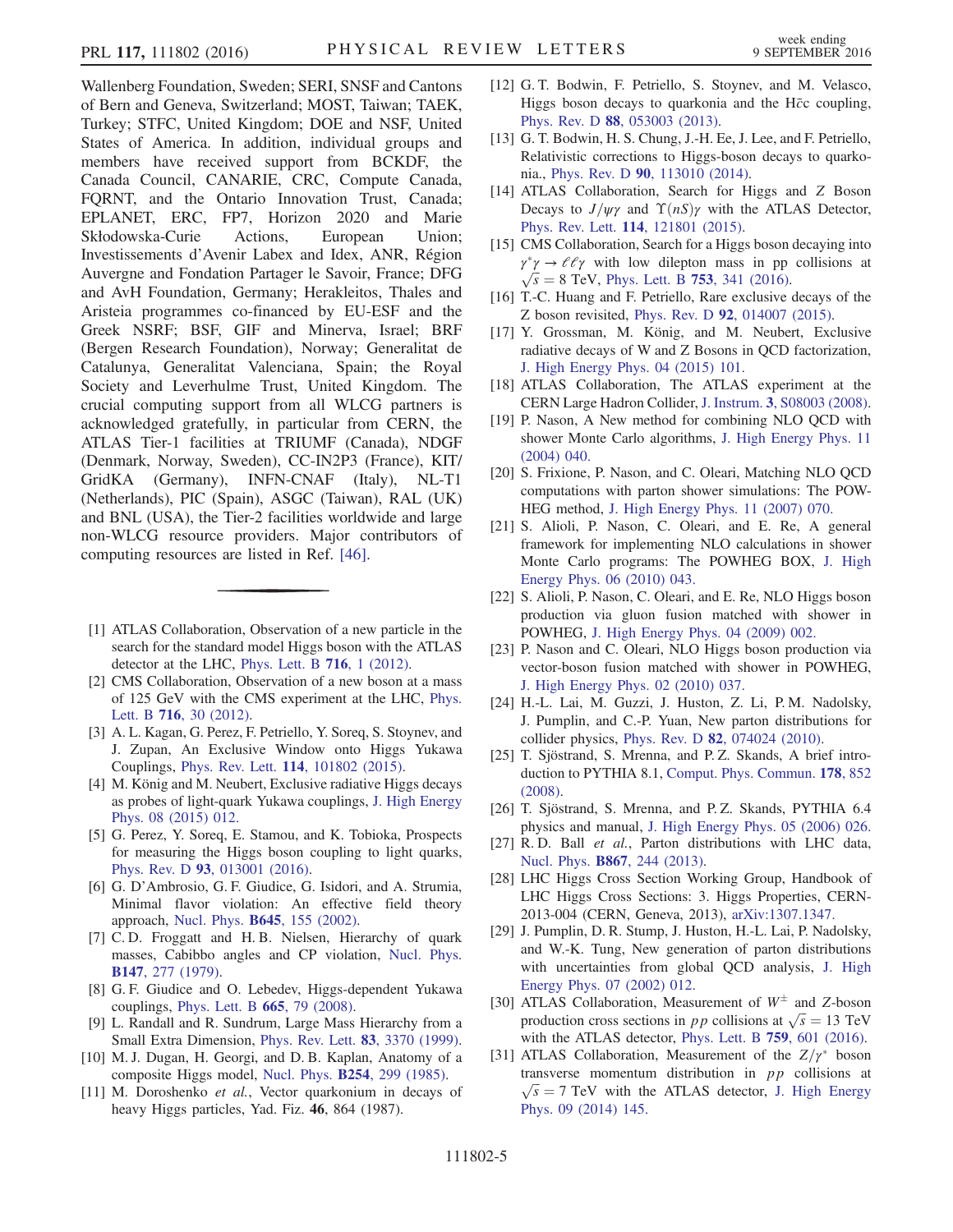Wallenberg Foundation, Sweden; SERI, SNSF and Cantons of Bern and Geneva, Switzerland; MOST, Taiwan; TAEK, Turkey; STFC, United Kingdom; DOE and NSF, United States of America. In addition, individual groups and members have received support from BCKDF, the Canada Council, CANARIE, CRC, Compute Canada, FQRNT, and the Ontario Innovation Trust, Canada; EPLANET, ERC, FP7, Horizon 2020 and Marie Skłodowska-Curie Actions, European Union; Investissements d'Avenir Labex and Idex, ANR, Région Auvergne and Fondation Partager le Savoir, France; DFG and AvH Foundation, Germany; Herakleitos, Thales and Aristeia programmes co-financed by EU-ESF and the Greek NSRF; BSF, GIF and Minerva, Israel; BRF (Bergen Research Foundation), Norway; Generalitat de Catalunya, Generalitat Valenciana, Spain; the Royal Society and Leverhulme Trust, United Kingdom. The crucial computing support from all WLCG partners is acknowledged gratefully, in particular from CERN, the ATLAS Tier-1 facilities at TRIUMF (Canada), NDGF (Denmark, Norway, Sweden), CC-IN2P3 (France), KIT/GridKA (Germany), INFN-CNAF (Italy), NL-T1 (Netherlands), PIC (Spain), ASGC (Taiwan), RAL (UK) and BNL (USA), the Tier-2 facilities worldwide and large non-WLCG resource providers. Major contributors of computing resources are listed in Ref. [46].

---

[1] ATLAS Collaboration, Observation of a new particle in the search for the standard model Higgs boson with the ATLAS detector at the LHC, Phys. Lett. B **716**, 1 (2012).

[2] CMS Collaboration, Observation of a new boson at a mass of 125 GeV with the CMS experiment at the LHC, Phys. Lett. B **716**, 30 (2012).

[3] A. L. Kagan, G. Perez, F. Petriello, Y. Soreq, S. Stoynev, and J. Zupan, An Exclusive Window onto Higgs Yukawa Couplings, Phys. Rev. Lett. **114**, 101802 (2015).

[4] M. König and M. Neubert, Exclusive radiative Higgs decays as probes of light-quark Yukawa couplings, J. High Energy Phys. 08 (2015) 012.

[5] G. Perez, Y. Soreq, E. Stamou, and K. Tobioka, Prospects for measuring the Higgs boson coupling to light quarks, Phys. Rev. D **93**, 013001 (2016).

[6] G. D'Ambrosio, G. F. Giudice, G. Isidori, and A. Strumia, Minimal flavor violation: An effective field theory approach, Nucl. Phys. **B645**, 155 (2002).

[7] C. D. Froggatt and H. B. Nielsen, Hierarchy of quark masses, Cabibbo angles and CP violation, Nucl. Phys. **B147**, 277 (1979).

[8] G. F. Giudice and O. Lebedev, Higgs-dependent Yukawa couplings, Phys. Lett. B **665**, 79 (2008).

[9] L. Randall and R. Sundrum, Large Mass Hierarchy from a Small Extra Dimension, Phys. Rev. Lett. **83**, 3370 (1999).

[10] M. J. Dugan, H. Georgi, and D. B. Kaplan, Anatomy of a composite Higgs model, Nucl. Phys. **B254**, 299 (1985).

[11] M. Doroshenko *et al.*, Vector quarkonium in decays of heavy Higgs particles, Yad. Fiz. **46**, 864 (1987).

[12] G. T. Bodwin, F. Petriello, S. Stoynev, and M. Velasco, Higgs boson decays to quarkonia and the $H\bar{c}c$ coupling, Phys. Rev. D **88**, 053003 (2013).

[13] G. T. Bodwin, H. S. Chung, J.-H. Ee, J. Lee, and F. Petriello, Relativistic corrections to Higgs-boson decays to quarkonia., Phys. Rev. D **90**, 113010 (2014).

[14] ATLAS Collaboration, Search for Higgs and $Z$ Boson Decays to $J/\psi\gamma$ and $\Upsilon(nS)\gamma$ with the ATLAS Detector, Phys. Rev. Lett. **114**, 121801 (2015).

[15] CMS Collaboration, Search for a Higgs boson decaying into $\gamma^*\gamma \to \ell\ell\gamma$ with low dilepton mass in pp collisions at $\sqrt{s} = 8$ TeV, Phys. Lett. B **753**, 341 (2016).

[16] T.-C. Huang and F. Petriello, Rare exclusive decays of the Z boson revisited, Phys. Rev. D **92**, 014007 (2015).

[17] Y. Grossman, M. König, and M. Neubert, Exclusive radiative decays of W and Z Bosons in QCD factorization, J. High Energy Phys. 04 (2015) 101.

[18] ATLAS Collaboration, The ATLAS experiment at the CERN Large Hadron Collider, J. Instrum. **3**, S08003 (2008).

[19] P. Nason, A New method for combining NLO QCD with shower Monte Carlo algorithms, J. High Energy Phys. 11 (2004) 040.

[20] S. Frixione, P. Nason, and C. Oleari, Matching NLO QCD computations with parton shower simulations: The POWHEG method, J. High Energy Phys. 11 (2007) 070.

[21] S. Alioli, P. Nason, C. Oleari, and E. Re, A general framework for implementing NLO calculations in shower Monte Carlo programs: The POWHEG BOX, J. High Energy Phys. 06 (2010) 043.

[22] S. Alioli, P. Nason, C. Oleari, and E. Re, NLO Higgs boson production via gluon fusion matched with shower in POWHEG, J. High Energy Phys. 04 (2009) 002.

[23] P. Nason and C. Oleari, NLO Higgs boson production via vector-boson fusion matched with shower in POWHEG, J. High Energy Phys. 02 (2010) 037.

[24] H.-L. Lai, M. Guzzi, J. Huston, Z. Li, P. M. Nadolsky, J. Pumplin, and C.-P. Yuan, New parton distributions for collider physics, Phys. Rev. D **82**, 074024 (2010).

[25] T. Sjöstrand, S. Mrenna, and P. Z. Skands, A brief introduction to PYTHIA 8.1, Comput. Phys. Commun. **178**, 852 (2008).

[26] T. Sjöstrand, S. Mrenna, and P. Z. Skands, PYTHIA 6.4 physics and manual, J. High Energy Phys. 05 (2006) 026.

[27] R. D. Ball *et al.*, Parton distributions with LHC data, Nucl. Phys. **B867**, 244 (2013).

[28] LHC Higgs Cross Section Working Group, Handbook of LHC Higgs Cross Sections: 3. Higgs Properties, CERN-2013-004 (CERN, Geneva, 2013), arXiv:1307.1347.

[29] J. Pumplin, D. R. Stump, J. Huston, H.-L. Lai, P. Nadolsky, and W.-K. Tung, New generation of parton distributions with uncertainties from global QCD analysis, J. High Energy Phys. 07 (2002) 012.

[30] ATLAS Collaboration, Measurement of $W^{\pm}$ and $Z$-boson production cross sections in $pp$ collisions at $\sqrt{s} = 13$ TeV with the ATLAS detector, Phys. Lett. B **759**, 601 (2016).

[31] ATLAS Collaboration, Measurement of the $Z/\gamma^*$ boson transverse momentum distribution in $pp$ collisions at $\sqrt{s} = 7$ TeV with the ATLAS detector, J. High Energy Phys. 09 (2014) 145.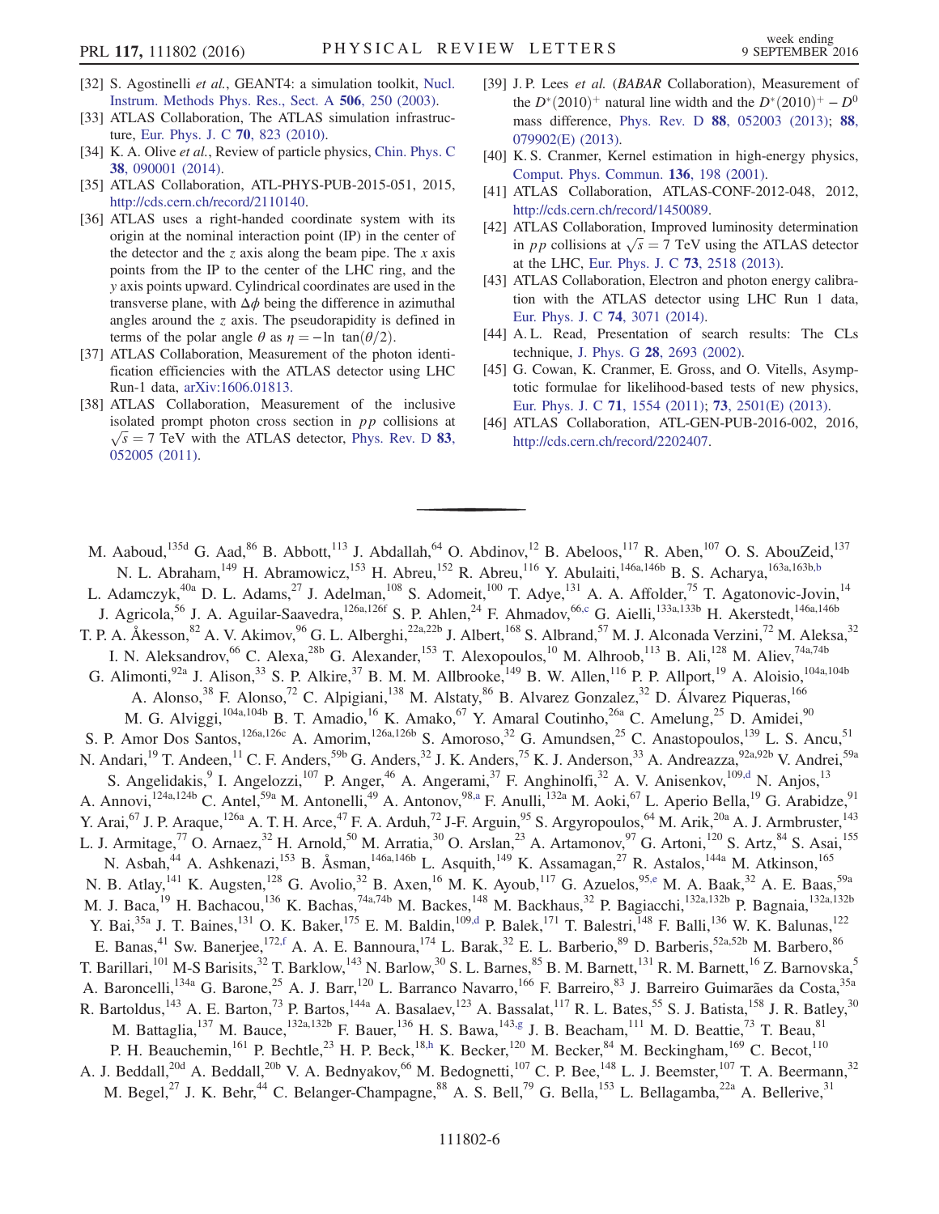[32] S. Agostinelli *et al.*, GEANT4: a simulation toolkit, Nucl. Instrum. Methods Phys. Res., Sect. A **506**, 250 (2003).

[33] ATLAS Collaboration, The ATLAS simulation infrastructure, Eur. Phys. J. C **70**, 823 (2010).

[34] K. A. Olive *et al.*, Review of particle physics, Chin. Phys. C **38**, 090001 (2014).

[35] ATLAS Collaboration, ATL-PHYS-PUB-2015-051, 2015, http://cds.cern.ch/record/2110140.

[36] ATLAS uses a right-handed coordinate system with its origin at the nominal interaction point (IP) in the center of the detector and the $z$ axis along the beam pipe. The $x$ axis points from the IP to the center of the LHC ring, and the $y$ axis points upward. Cylindrical coordinates are used in the transverse plane, with $\Delta\phi$ being the difference in azimuthal angles around the $z$ axis. The pseudorapidity is defined in terms of the polar angle $\theta$ as $\eta = -\ln\,\tan(\theta/2)$.

[37] ATLAS Collaboration, Measurement of the photon identification efficiencies with the ATLAS detector using LHC Run-1 data, arXiv:1606.01813.

[38] ATLAS Collaboration, Measurement of the inclusive isolated prompt photon cross section in $pp$ collisions at $\sqrt{s} = 7$ TeV with the ATLAS detector, Phys. Rev. D **83**, 052005 (2011).

[39] J. P. Lees *et al.* (*BABAR* Collaboration), Measurement of the $D^{*}(2010)^{+}$ natural line width and the $D^{*}(2010)^{+} - D^{0}$ mass difference, Phys. Rev. D **88**, 052003 (2013); **88**, 079902(E) (2013).

[40] K. S. Cranmer, Kernel estimation in high-energy physics, Comput. Phys. Commun. **136**, 198 (2001).

[41] ATLAS Collaboration, ATLAS-CONF-2012-048, 2012, http://cds.cern.ch/record/1450089.

[42] ATLAS Collaboration, Improved luminosity determination in $pp$ collisions at $\sqrt{s} = 7$ TeV using the ATLAS detector at the LHC, Eur. Phys. J. C **73**, 2518 (2013).

[43] ATLAS Collaboration, Electron and photon energy calibration with the ATLAS detector using LHC Run 1 data, Eur. Phys. J. C **74**, 3071 (2014).

[44] A. L. Read, Presentation of search results: The CLs technique, J. Phys. G **28**, 2693 (2002).

[45] G. Cowan, K. Cranmer, E. Gross, and O. Vitells, Asymptotic formulae for likelihood-based tests of new physics, Eur. Phys. J. C **71**, 1554 (2011); **73**, 2501(E) (2013).

[46] ATLAS Collaboration, ATL-GEN-PUB-2016-002, 2016, http://cds.cern.ch/record/2202407.

---

M. Aaboud,[135d] G. Aad,[86] B. Abbott,[113] J. Abdallah,[64] O. Abdinov,[12] B. Abeloos,[117] R. Aben,[107] O. S. AbouZeid,[137] N. L. Abraham,[149] H. Abramowicz,[153] H. Abreu,[152] R. Abreu,[116] Y. Abulaiti,[146a,146b] B. S. Acharya,[163a,163b,b] L. Adamczyk,[40a] D. L. Adams,[27] J. Adelman,[108] S. Adomeit,[100] T. Adye,[131] A. A. Affolder,[75] T. Agatonovic-Jovin,[14] J. Agricola,[56] J. A. Aguilar-Saavedra,[126a,126f] S. P. Ahlen,[24] F. Ahmadov,[66,c] G. Aielli,[133a,133b] H. Akerstedt,[146a,146b] T. P. A. Åkesson,[82] A. V. Akimov,[96] G. L. Alberghi,[22a,22b] J. Albert,[168] S. Albrand,[57] M. J. Alconada Verzini,[72] M. Aleksa,[32] I. N. Aleksandrov,[66] C. Alexa,[28b] G. Alexander,[153] T. Alexopoulos,[10] M. Alhroob,[113] B. Ali,[128] M. Aliev,[74a,74b] G. Alimonti,[92a] J. Alison,[33] S. P. Alkire,[37] B. M. M. Allbrooke,[149] B. W. Allen,[116] P. P. Allport,[19] A. Aloisio,[104a,104b] A. Alonso,[38] F. Alonso,[72] C. Alpigiani,[138] M. Alstaty,[86] B. Alvarez Gonzalez,[32] D. Álvarez Piqueras,[166] M. G. Alviggi,[104a,104b] B. T. Amadio,[16] K. Amako,[67] Y. Amaral Coutinho,[26a] C. Amelung,[25] D. Amidei,[90] S. P. Amor Dos Santos,[126a,126c] A. Amorim,[126a,126b] S. Amoroso,[32] G. Amundsen,[25] C. Anastopoulos,[139] L. S. Ancu,[51] N. Andari,[19] T. Andeen,[11] C. F. Anders,[59b] G. Anders,[32] J. K. Anders,[75] K. J. Anderson,[33] A. Andreazza,[92a,92b] V. Andrei,[59a] S. Angelidakis,[9] I. Angelozzi,[107] P. Anger,[46] A. Angerami,[37] F. Anghinolfi,[32] A. V. Anisenkov,[109,d] N. Anjos,[13] A. Annovi,[124a,124b] C. Antel,[59a] M. Antonelli,[49] A. Antonov,[98,a] F. Anulli,[132a] M. Aoki,[67] L. Aperio Bella,[19] G. Arabidze,[91] Y. Arai,[67] J. P. Araque,[126a] A. T. H. Arce,[47] F. A. Arduh,[72] J-F. Arguin,[95] S. Argyropoulos,[64] M. Arik,[20a] A. J. Armbruster,[143] L. J. Armitage,[77] O. Arnaez,[32] H. Arnold,[50] M. Arratia,[30] O. Arslan,[23] A. Artamonov,[97] G. Artoni,[120] S. Artz,[84] S. Asai,[155] N. Asbah,[44] A. Ashkenazi,[153] B. Åsman,[146a,146b] L. Asquith,[149] K. Assamagan,[27] R. Astalos,[144a] M. Atkinson,[165] N. B. Atlay,[141] K. Augsten,[128] G. Avolio,[32] B. Axen,[16] M. K. Ayoub,[117] G. Azuelos,[95,e] M. A. Baak,[32] A. E. Baas,[59a] M. J. Baca,[19] H. Bachacou,[136] K. Bachas,[74a,74b] M. Backes,[148] M. Backhaus,[32] P. Bagiacchi,[132a,132b] P. Bagnaia,[132a,132b] Y. Bai,[35a] J. T. Baines,[131] O. K. Baker,[175] E. M. Baldin,[109,d] P. Balek,[171] T. Balestri,[148] F. Balli,[136] W. K. Balunas,[122] E. Banas,[41] Sw. Banerjee,[172,f] A. A. E. Bannoura,[174] L. Barak,[32] E. L. Barberio,[89] D. Barberis,[52a,52b] M. Barbero,[86] T. Barillari,[101] M-S Barisits,[32] T. Barklow,[143] N. Barlow,[30] S. L. Barnes,[85] B. M. Barnett,[131] R. M. Barnett,[16] Z. Barnovska,[5] A. Baroncelli,[134a] G. Barone,[25] A. J. Barr,[120] L. Barranco Navarro,[166] F. Barreiro,[83] J. Barreiro Guimarães da Costa,[35a] R. Bartoldus,[143] A. E. Barton,[73] P. Bartos,[144a] A. Basalaev,[123] A. Bassalat,[117] R. L. Bates,[55] S. J. Batista,[158] J. R. Batley,[30] M. Battaglia,[137] M. Bauce,[132a,132b] F. Bauer,[136] H. S. Bawa,[143,g] J. B. Beacham,[111] M. D. Beattie,[73] T. Beau,[81] P. H. Beauchemin,[161] P. Bechtle,[23] H. P. Beck,[18,h] K. Becker,[120] M. Becker,[84] M. Beckingham,[169] C. Becot,[110] A. J. Beddall,[20d] A. Beddall,[20b] V. A. Bednyakov,[66] M. Bedognetti,[107] C. P. Bee,[148] L. J. Beemster,[107] T. A. Beermann,[32] M. Begel,[27] J. K. Behr,[44] C. Belanger-Champagne,[88] A. S. Bell,[79] G. Bella,[153] L. Bellagamba,[22a] A. Bellerive,[31]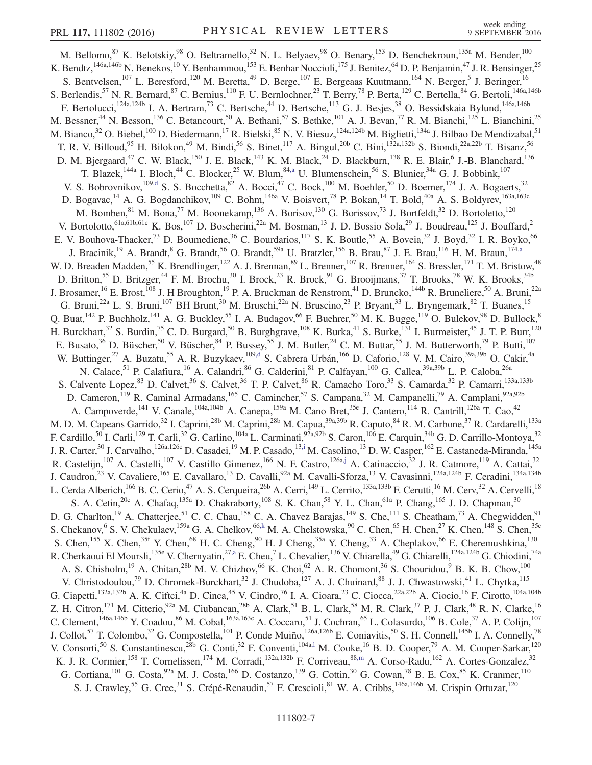M. Bellomo,[87] K. Belotskiy,[98] O. Beltramello,[32] N. L. Belyaev,[98] O. Benary,[153] D. Benchekroun,[135a] M. Bender,[100] K. Bendtz,[146a,146b] N. Benekos,[10] Y. Benhammou,[153] E. Benhar Noccioli,[175] J. Benitez,[64] D. P. Benjamin,[47] J. R. Bensinger,[25] S. Bentvelsen,[107] L. Beresford,[120] M. Beretta,[49] D. Berge,[107] E. Bergeaas Kuutmann,[164] N. Berger,[5] J. Beringer,[16] S. Berlendis,[57] N. R. Bernard,[87] C. Bernius,[110] F. U. Bernlochner,[23] T. Berry,[78] P. Berta,[129] C. Bertella,[84] G. Bertoli,[146a,146b] F. Bertolucci,[124a,124b] I. A. Bertram,[73] C. Bertsche,[44] D. Bertsche,[113] G. J. Besjes,[38] O. Bessidskaia Bylund,[146a,146b] M. Bessner,[44] N. Besson,[136] C. Betancourt,[50] A. Bethani,[57] S. Bethke,[101] A. J. Bevan,[77] R. M. Bianchi,[125] L. Bianchini,[25] M. Bianco,[32] O. Biebel,[100] D. Biedermann,[17] R. Bielski,[85] N. V. Biesuz,[124a,124b] M. Biglietti,[134a] J. Bilbao De Mendizabal,[51] T. R. V. Billoud,[95] H. Bilokon,[49] M. Bindi,[56] S. Binet,[117] A. Bingul,[20b] C. Bini,[132a,132b] S. Biondi,[22a,22b] T. Bisanz,[56] D. M. Bjergaard,[47] C. W. Black,[150] J. E. Black,[143] K. M. Black,[24] D. Blackburn,[138] R. E. Blair,[6] J.-B. Blanchard,[136] T. Blazek,[144a] I. Bloch,[44] C. Blocker,[25] W. Blum,[84,a] U. Blumenschein,[56] S. Blunier,[34a] G. J. Bobbink,[107] V. S. Bobrovnikov,[109,d] S. S. Bocchetta,[82] A. Bocci,[47] C. Bock,[100] M. Boehler,[50] D. Boerner,[174] J. A. Bogaerts,[32] D. Bogavac,[14] A. G. Bogdanchikov,[109] C. Bohm,[146a] V. Boisvert,[78] P. Bokan,[14] T. Bold,[40a] A. S. Boldyrev,[163a,163c] M. Bomben,[81] M. Bona,[77] M. Boonekamp,[136] A. Borisov,[130] G. Borissov,[73] J. Bortfeldt,[32] D. Bortoletto,[120] V. Bortolotto,[61a,61b,61c] K. Bos,[107] D. Boscherini,[22a] M. Bosman,[13] J. D. Bossio Sola,[29] J. Boudreau,[125] J. Bouffard,[2] E. V. Bouhova-Thacker,[73] D. Boumediene,[36] C. Bourdarios,[117] S. K. Boutle,[55] A. Boveia,[32] J. Boyd,[32] I. R. Boyko,[66] J. Bracinik,[19] A. Brandt,[8] G. Brandt,[56] O. Brandt,[59a] U. Bratzler,[156] B. Brau,[87] J. E. Brau,[116] H. M. Braun,[174,a] W. D. Breaden Madden,[55] K. Brendlinger,[122] A. J. Brennan,[89] L. Brenner,[107] R. Brenner,[164] S. Bressler,[171] T. M. Bristow,[48] D. Britton,[55] D. Britzger,[44] F. M. Brochu,[30] I. Brock,[23] R. Brock,[91] G. Brooijmans,[37] T. Brooks,[78] W. K. Brooks,[34b] J. Brosamer,[16] E. Brost,[108] J H Broughton,[19] P. A. Bruckman de Renstrom,[41] D. Bruncko,[144b] R. Bruneliere,[50] A. Bruni,[22a] G. Bruni,[22a] L. S. Bruni,[107] BH Brunt,[30] M. Bruschi,[22a] N. Bruscino,[23] P. Bryant,[33] L. Bryngemark,[82] T. Buanes,[15] Q. Buat,[142] P. Buchholz,[141] A. G. Buckley,[55] I. A. Budagov,[66] F. Buehrer,[50] M. K. Bugge,[119] O. Bulekov,[98] D. Bullock,[8] H. Burckhart,[32] S. Burdin,[75] C. D. Burgard,[50] B. Burghgrave,[108] K. Burka,[41] S. Burke,[131] I. Burmeister,[45] J. T. P. Burr,[120] E. Busato,[36] D. Büscher,[50] V. Büscher,[84] P. Bussey,[55] J. M. Butler,[24] C. M. Buttar,[55] J. M. Butterworth,[79] P. Butti,[107] W. Buttinger,[27] A. Buzatu,[55] A. R. Buzykaev,[109,d] S. Cabrera Urbán,[166] D. Caforio,[128] V. M. Cairo,[39a,39b] O. Cakir,[4a] N. Calace,[51] P. Calafiura,[16] A. Calandri,[86] G. Calderini,[81] P. Calfayan,[100] G. Callea,[39a,39b] L. P. Caloba,[26a] S. Calvente Lopez,[83] D. Calvet,[36] S. Calvet,[36] T. P. Calvet,[86] R. Camacho Toro,[33] S. Camarda,[32] P. Camarri,[133a,133b] D. Cameron,[119] R. Caminal Armadans,[165] C. Camincher,[57] S. Campana,[32] M. Campanelli,[79] A. Camplani,[92a,92b] A. Campoverde,[141] V. Canale,[104a,104b] A. Canepa,[159a] M. Cano Bret,[35e] J. Cantero,[114] R. Cantrill,[126a] T. Cao,[42] M. D. M. Capeans Garrido,[32] I. Caprini,[28b] M. Caprini,[28b] M. Capua,[39a,39b] R. Caputo,[84] R. M. Carbone,[37] R. Cardarelli,[133a] F. Cardillo,[50] I. Carli,[129] T. Carli,[32] G. Carlino,[104a] L. Carminati,[92a,92b] S. Caron,[106] E. Carquin,[34b] G. D. Carrillo-Montoya,[32] J. R. Carter,[30] J. Carvalho,[126a,126c] D. Casadei,[19] M. P. Casado,[13,i] M. Casolino,[13] D. W. Casper,[162] E. Castaneda-Miranda,[145a] R. Castelijn,[107] A. Castelli,[107] V. Castillo Gimenez,[166] N. F. Castro,[126a,j] A. Catinaccio,[32] J. R. Catmore,[119] A. Cattai,[32] J. Caudron,[23] V. Cavaliere,[165] E. Cavallaro,[13] D. Cavalli,[92a] M. Cavalli-Sforza,[13] V. Cavasinni,[124a,124b] F. Ceradini,[134a,134b] L. Cerda Alberich,[166] B. C. Cerio,[47] A. S. Cerqueira,[26b] A. Cerri,[149] L. Cerrito,[133a,133b] F. Cerutti,[16] M. Cerv,[32] A. Cervelli,[18] S. A. Cetin,[20c] A. Chafaq,[135a] D. Chakraborty,[108] S. K. Chan,[58] Y. L. Chan,[61a] P. Chang,[165] J. D. Chapman,[30] D. G. Charlton,[19] A. Chatterjee,[51] C. C. Chau,[158] C. A. Chavez Barajas,[149] S. Che,[111] S. Cheatham,[73] A. Chegwidden,[91] S. Chekanov,[6] S. V. Chekulaev,[159a] G. A. Chelkov,[66,k] M. A. Chelstowska,[90] C. Chen,[65] H. Chen,[27] K. Chen,[148] S. Chen,[35c] S. Chen,[155] X. Chen,[35f] Y. Chen,[68] H. C. Cheng,[90] H J Cheng,[35a] Y. Cheng,[33] A. Cheplakov,[66] E. Cheremushkina,[130] R. Cherkaoui El Moursli,[135e] V. Chernyatin,[27,a] E. Cheu,[7] L. Chevalier,[136] V. Chiarella,[49] G. Chiarelli,[124a,124b] G. Chiodini,[74a] A. S. Chisholm,[19] A. Chitan,[28b] M. V. Chizhov,[66] K. Choi,[62] A. R. Chomont,[36] S. Chouridou,[9] B. K. B. Chow,[100] V. Christodoulou,[79] D. Chromek-Burckhart,[32] J. Chudoba,[127] A. J. Chuinard,[88] J. J. Chwastowski,[41] L. Chytka,[115] G. Ciapetti,[132a,132b] A. K. Ciftci,[4a] D. Cinca,[45] V. Cindro,[76] I. A. Cioara,[23] C. Ciocca,[22a,22b] A. Ciocio,[16] F. Cirotto,[104a,104b] Z. H. Citron,[171] M. Citterio,[92a] M. Ciubancan,[28b] A. Clark,[51] B. L. Clark,[58] M. R. Clark,[37] P. J. Clark,[48] R. N. Clarke,[16] C. Clement,[146a,146b] Y. Coadou,[86] M. Cobal,[163a,163c] A. Coccaro,[51] J. Cochran,[65] L. Colasurdo,[106] B. Cole,[37] A. P. Colijn,[107] J. Collot,[57] T. Colombo,[32] G. Compostella,[101] P. Conde Muiño,[126a,126b] E. Coniavitis,[50] S. H. Connell,[145b] I. A. Connelly,[78] V. Consorti,[50] S. Constantinescu,[28b] G. Conti,[32] F. Conventi,[104a,l] M. Cooke,[16] B. D. Cooper,[79] A. M. Cooper-Sarkar,[120] K. J. R. Cormier,[158] T. Cornelissen,[174] M. Corradi,[132a,132b] F. Corriveau,[88,m] A. Corso-Radu,[162] A. Cortes-Gonzalez,[32] G. Cortiana,[101] G. Costa,[92a] M. J. Costa,[166] D. Costanzo,[139] G. Cottin,[30] G. Cowan,[78] B. E. Cox,[85] K. Cranmer,[110] S. J. Crawley,[55] G. Cree,[31] S. Crépé-Renaudin,[57] F. Crescioli,[81] W. A. Cribbs,[146a,146b] M. Crispin Ortuzar,[120]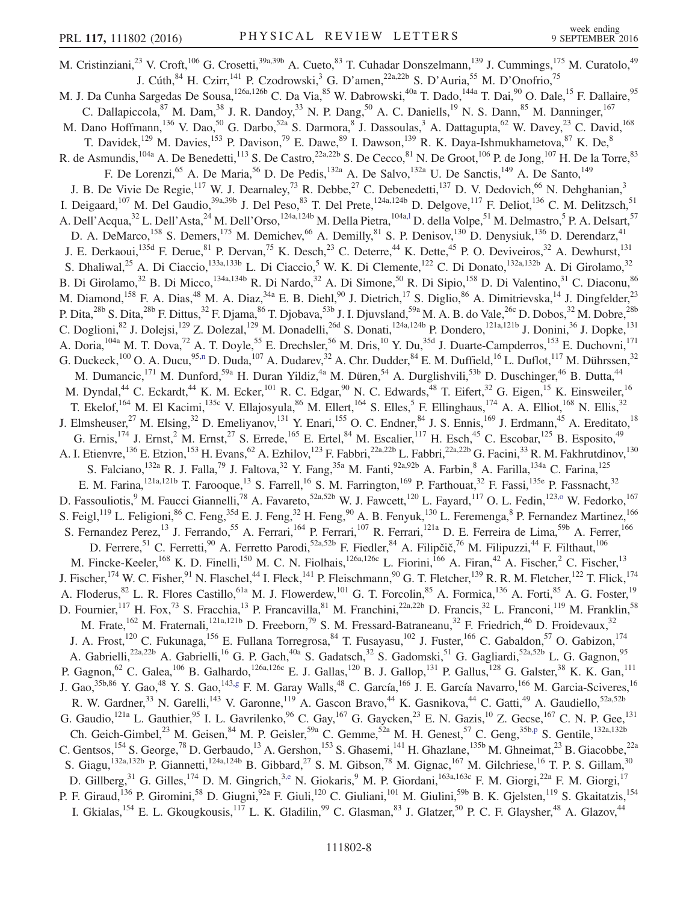M. Cristinziani,[23] V. Croft,[106] G. Crosetti,[39a,39b] A. Cueto,[83] T. Cuhadar Donszelmann,[139] J. Cummings,[175] M. Curatolo,[49] J. Cúth,[84] H. Czirr,[141] P. Czodrowski,[3] G. D'amen,[22a,22b] S. D'Auria,[55] M. D'Onofrio,[75] M. J. Da Cunha Sargedas De Sousa,[126a,126b] C. Da Via,[85] W. Dabrowski,[40a] T. Dado,[144a] T. Dai,[90] O. Dale,[15] F. Dallaire,[95] C. Dallapiccola,[87] M. Dam,[38] J. R. Dandoy,[33] N. P. Dang,[50] A. C. Daniells,[19] N. S. Dann,[85] M. Danninger,[167] M. Dano Hoffmann,[136] V. Dao,[50] G. Darbo,[52a] S. Darmora,[8] J. Dassoulas,[3] A. Dattagupta,[62] W. Davey,[23] C. David,[168] T. Davidek,[129] M. Davies,[153] P. Davison,[79] E. Dawe,[89] I. Dawson,[139] R. K. Daya-Ishmukhametova,[87] K. De,[8] R. de Asmundis,[104a] A. De Benedetti,[113] S. De Castro,[22a,22b] S. De Cecco,[81] N. De Groot,[106] P. de Jong,[107] H. De la Torre,[83] F. De Lorenzi,[65] A. De Maria,[56] D. De Pedis,[132a] A. De Salvo,[132a] U. De Sanctis,[149] A. De Santo,[149] J. B. De Vivie De Regie,[117] W. J. Dearnaley,[73] R. Debbe,[27] C. Debenedetti,[137] D. V. Dedovich,[66] N. Dehghanian,[3] I. Deigaard,[107] M. Del Gaudio,[39a,39b] J. Del Peso,[83] T. Del Prete,[124a,124b] D. Delgove,[117] F. Deliot,[136] C. M. Delitzsch,[51] A. Dell'Acqua,[32] L. Dell'Asta,[24] M. Dell'Orso,[124a,124b] M. Della Pietra,[104a,l] D. della Volpe,[51] M. Delmastro,[5] P. A. Delsart,[57] D. A. DeMarco,[158] S. Demers,[175] M. Demichev,[66] A. Demilly,[81] S. P. Denisov,[130] D. Denysiuk,[136] D. Derendarz,[41] J. E. Derkaoui,[135d] F. Derue,[81] P. Dervan,[75] K. Desch,[23] C. Deterre,[44] K. Dette,[45] P. O. Deviveiros,[32] A. Dewhurst,[131] S. Dhaliwal,[25] A. Di Ciaccio,[133a,133b] L. Di Ciaccio,[5] W. K. Di Clemente,[122] C. Di Donato,[132a,132b] A. Di Girolamo,[32] B. Di Girolamo,[32] B. Di Micco,[134a,134b] R. Di Nardo,[32] A. Di Simone,[50] R. Di Sipio,[158] D. Di Valentino,[31] C. Diaconu,[86] M. Diamond,[158] F. A. Dias,[48] M. A. Diaz,[34a] E. B. Diehl,[90] J. Dietrich,[17] S. Diglio,[86] A. Dimitrievska,[14] J. Dingfelder,[23] P. Dita,[28b] S. Dita,[28b] F. Dittus,[32] F. Djama,[86] T. Djobava,[53b] J. I. Djuvsland,[59a] M. A. B. do Vale,[26c] D. Dobos,[32] M. Dobre,[28b] C. Doglioni,[82] J. Dolejsi,[129] Z. Dolezal,[129] M. Donadelli,[26d] S. Donati,[124a,124b] P. Dondero,[121a,121b] J. Donini,[36] J. Dopke,[131] A. Doria,[104a] M. T. Dova,[72] A. T. Doyle,[55] E. Drechsler,[56] M. Dris,[10] Y. Du,[35d] J. Duarte-Campderros,[153] E. Duchovni,[171] G. Duckeck,[100] O. A. Ducu,[95,n] D. Duda,[107] A. Dudarev,[32] A. Chr. Dudder,[84] E. M. Duffield,[16] L. Duflot,[117] M. Dührssen,[32] M. Dumancic,[171] M. Dunford,[59a] H. Duran Yildiz,[4a] M. Düren,[54] A. Durglishvili,[53b] D. Duschinger,[46] B. Dutta,[44] M. Dyndal,[44] C. Eckardt,[44] K. M. Ecker,[101] R. C. Edgar,[90] N. C. Edwards,[48] T. Eifert,[32] G. Eigen,[15] K. Einsweiler,[16] T. Ekelof,[164] M. El Kacimi,[135c] V. Ellajosyula,[86] M. Ellert,[164] S. Elles,[5] F. Ellinghaus,[174] A. A. Elliot,[168] N. Ellis,[32] J. Elmsheuser,[27] M. Elsing,[32] D. Emeliyanov,[131] Y. Enari,[155] O. C. Endner,[84] J. S. Ennis,[169] J. Erdmann,[45] A. Ereditato,[18] G. Ernis,[174] J. Ernst,[2] M. Ernst,[27] S. Errede,[165] E. Ertel,[84] M. Escalier,[117] H. Esch,[45] C. Escobar,[125] B. Esposito,[49] A. I. Etienvre,[136] E. Etzion,[153] H. Evans,[62] A. Ezhilov,[123] F. Fabbri,[22a,22b] L. Fabbri,[22a,22b] G. Facini,[33] R. M. Fakhrutdinov,[130] S. Falciano,[132a] R. J. Falla,[79] J. Faltova,[32] Y. Fang,[35a] M. Fanti,[92a,92b] A. Farbin,[8] A. Farilla,[134a] C. Farina,[125] E. M. Farina,[121a,121b] T. Farooque,[13] S. Farrell,[16] S. M. Farrington,[169] P. Farthouat,[32] F. Fassi,[135e] P. Fassnacht,[32] D. Fassouliotis,[9] M. Faucci Giannelli,[78] A. Favareto,[52a,52b] W. J. Fawcett,[120] L. Fayard,[117] O. L. Fedin,[123,o] W. Fedorko,[167] S. Feigl,[119] L. Feligioni,[86] C. Feng,[35d] E. J. Feng,[32] H. Feng,[90] A. B. Fenyuk,[130] L. Feremenga,[8] P. Fernandez Martinez,[166] S. Fernandez Perez,[13] J. Ferrando,[55] A. Ferrari,[164] P. Ferrari,[107] R. Ferrari,[121a] D. E. Ferreira de Lima,[59b] A. Ferrer,[166] D. Ferrere,[51] C. Ferretti,[90] A. Ferretto Parodi,[52a,52b] F. Fiedler,[84] A. Filipčič,[76] M. Filipuzzi,[44] F. Filthaut,[106] M. Fincke-Keeler,[168] K. D. Finelli,[150] M. C. N. Fiolhais,[126a,126c] L. Fiorini,[166] A. Firan,[42] A. Fischer,[2] C. Fischer,[13] J. Fischer,[174] W. C. Fisher,[91] N. Flaschel,[44] I. Fleck,[141] P. Fleischmann,[90] G. T. Fletcher,[139] R. R. M. Fletcher,[122] T. Flick,[174] A. Floderus,[82] L. R. Flores Castillo,[61a] M. J. Flowerdew,[101] G. T. Forcolin,[85] A. Formica,[136] A. Forti,[85] A. G. Foster,[19] D. Fournier,[117] H. Fox,[73] S. Fracchia,[13] P. Francavilla,[81] M. Franchini,[22a,22b] D. Francis,[32] L. Franconi,[119] M. Franklin,[58] M. Frate,[162] M. Fraternali,[121a,121b] D. Freeborn,[79] S. M. Fressard-Batraneanu,[32] F. Friedrich,[46] D. Froidevaux,[32] J. A. Frost,[120] C. Fukunaga,[156] E. Fullana Torregrosa,[84] T. Fusayasu,[102] J. Fuster,[166] C. Gabaldon,[57] O. Gabizon,[174] A. Gabrielli,[22a,22b] A. Gabrielli,[16] G. P. Gach,[40a] S. Gadatsch,[32] S. Gadomski,[51] G. Gagliardi,[52a,52b] L. G. Gagnon,[95] P. Gagnon,[62] C. Galea,[106] B. Galhardo,[126a,126c] E. J. Gallas,[120] B. J. Gallop,[131] P. Gallus,[128] G. Galster,[38] K. K. Gan,[111] J. Gao,[35b,86] Y. Gao,[48] Y. S. Gao,[143,g] F. M. Garay Walls,[48] C. García,[166] J. E. García Navarro,[166] M. Garcia-Sciveres,[16] R. W. Gardner,[33] N. Garelli,[143] V. Garonne,[119] A. Gascon Bravo,[44] K. Gasnikova,[44] C. Gatti,[49] A. Gaudiello,[52a,52b] G. Gaudio,[121a] L. Gauthier,[95] I. L. Gavrilenko,[96] C. Gay,[167] G. Gaycken,[23] E. N. Gazis,[10] Z. Gecse,[167] C. N. P. Gee,[131] Ch. Geich-Gimbel,[23] M. Geisen,[84] M. P. Geisler,[59a] C. Gemme,[52a] M. H. Genest,[57] C. Geng,[35b,p] S. Gentile,[132a,132b] C. Gentsos,[154] S. George,[78] D. Gerbaudo,[13] A. Gershon,[153] S. Ghasemi,[141] H. Ghazlane,[135b] M. Ghneimat,[23] B. Giacobbe,[22a] S. Giagu,[132a,132b] P. Giannetti,[124a,124b] B. Gibbard,[27] S. M. Gibson,[78] M. Gignac,[167] M. Gilchriese,[16] T. P. S. Gillam,[30] D. Gillberg,[31] G. Gilles,[174] D. M. Gingrich,[3,e] N. Giokaris,[9] M. P. Giordani,[163a,163c] F. M. Giorgi,[22a] F. M. Giorgi,[17] P. F. Giraud,[136] P. Giromini,[58] D. Giugni,[92a] F. Giuli,[120] C. Giuliani,[101] M. Giulini,[59b] B. K. Gjelsten,[119] S. Gkaitatzis,[154] I. Gkialas,[154] E. L. Gkougkousis,[117] L. K. Gladilin,[99] C. Glasman,[83] J. Glatzer,[50] P. C. F. Glaysher,[48] A. Glazov,[44]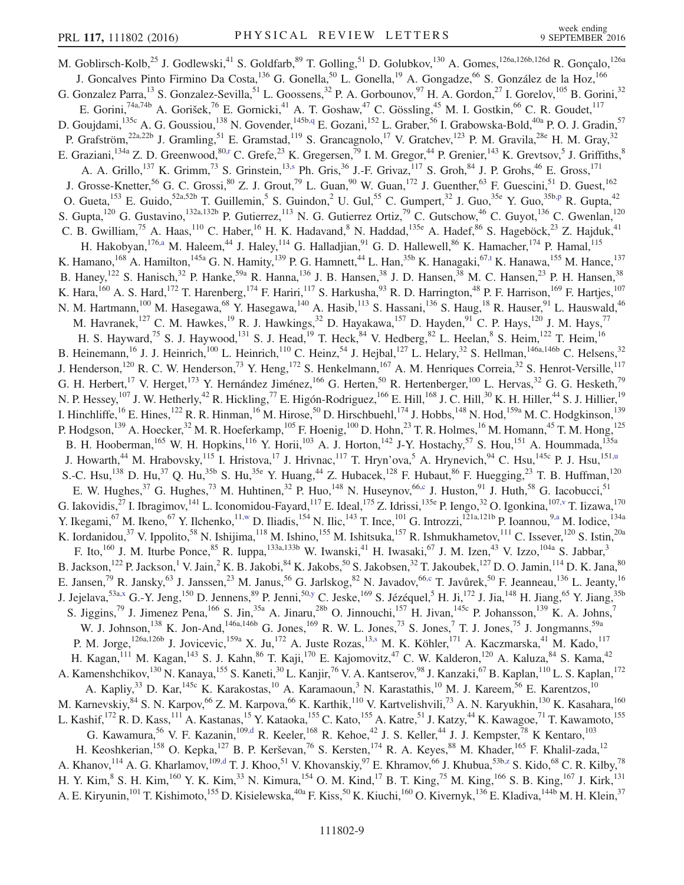M. Goblirsch-Kolb,[25] J. Godlewski,[41] S. Goldfarb,[89] T. Golling,[51] D. Golubkov,[130] A. Gomes,[126a,126b,126d] R. Gonçalo,[126a] J. Goncalves Pinto Firmino Da Costa,[136] G. Gonella,[50] L. Gonella,[19] A. Gongadze,[66] S. González de la Hoz,[166] G. Gonzalez Parra,[13] S. Gonzalez-Sevilla,[51] L. Goossens,[32] P. A. Gorbounov,[97] H. A. Gordon,[27] I. Gorelov,[105] B. Gorini,[32] E. Gorini,[74a,74b] A. Gorišek,[76] E. Gornicki,[41] A. T. Goshaw,[47] C. Gössling,[45] M. I. Gostkin,[66] C. R. Goudet,[117] D. Goujdami,[135c] A. G. Goussiou,[138] N. Govender,[145b,q] E. Gozani,[152] L. Graber,[56] I. Grabowska-Bold,[40a] P. O. J. Gradin,[57] P. Grafström,[22a,22b] J. Gramling,[51] E. Gramstad,[119] S. Grancagnolo,[17] V. Gratchev,[123] P. M. Gravila,[28e] H. M. Gray,[32] E. Graziani,[134a] Z. D. Greenwood,[80,r] C. Grefe,[23] K. Gregersen,[79] I. M. Gregor,[44] P. Grenier,[143] K. Grevtsov,[5] J. Griffiths,[8] A. A. Grillo,[137] K. Grimm,[73] S. Grinstein,[13,s] Ph. Gris,[36] J.-F. Grivaz,[117] S. Groh,[84] J. P. Grohs,[46] E. Gross,[171] J. Grosse-Knetter,[56] G. C. Grossi,[80] Z. J. Grout,[79] L. Guan,[90] W. Guan,[172] J. Guenther,[63] F. Guescini,[51] D. Guest,[162] O. Gueta,[153] E. Guido,[52a,52b] T. Guillemin,[5] S. Guindon,[2] U. Gul,[55] C. Gumpert,[32] J. Guo,[35e] Y. Guo,[35b,p] R. Gupta,[42] S. Gupta,[120] G. Gustavino,[132a,132b] P. Gutierrez,[113] N. G. Gutierrez Ortiz,[79] C. Gutschow,[46] C. Guyot,[136] C. Gwenlan,[120] C. B. Gwilliam,[75] A. Haas,[110] C. Haber,[16] H. K. Hadavand,[8] N. Haddad,[135e] A. Hadef,[86] S. Hageböck,[23] Z. Hajduk,[41] H. Hakobyan,[176,a] M. Haleem,[44] J. Haley,[114] G. Halladjian,[91] G. D. Hallewell,[86] K. Hamacher,[174] P. Hamal,[115] K. Hamano,[168] A. Hamilton,[145a] G. N. Hamity,[139] P. G. Hamnett,[44] L. Han,[35b] K. Hanagaki,[67,t] K. Hanawa,[155] M. Hance,[137] B. Haney,[122] S. Hanisch,[32] P. Hanke,[59a] R. Hanna,[136] J. B. Hansen,[38] J. D. Hansen,[38] M. C. Hansen,[23] P. H. Hansen,[38] K. Hara,[160] A. S. Hard,[172] T. Harenberg,[174] F. Hariri,[117] S. Harkusha,[93] R. D. Harrington,[48] P. F. Harrison,[169] F. Hartjes,[107] N. M. Hartmann,[100] M. Hasegawa,[68] Y. Hasegawa,[140] A. Hasib,[113] S. Hassani,[136] S. Haug,[18] R. Hauser,[91] L. Hauswald,[46] M. Havranek,[127] C. M. Hawkes,[19] R. J. Hawkings,[32] D. Hayakawa,[157] D. Hayden,[91] C. P. Hays,[120] J. M. Hays,[77] H. S. Hayward,[75] S. J. Haywood,[131] S. J. Head,[19] T. Heck,[84] V. Hedberg,[82] L. Heelan,[8] S. Heim,[122] T. Heim,[16] B. Heinemann,[16] J. J. Heinrich,[100] L. Heinrich,[110] C. Heinz,[54] J. Hejbal,[127] L. Helary,[32] S. Hellman,[146a,146b] C. Helsens,[32] J. Henderson,[120] R. C. W. Henderson,[73] Y. Heng,[172] S. Henkelmann,[167] A. M. Henriques Correia,[32] S. Henrot-Versille,[117] G. H. Herbert,[17] V. Herget,[173] Y. Hernández Jiménez,[166] G. Herten,[50] R. Hertenberger,[100] L. Hervas,[32] G. G. Hesketh,[79] N. P. Hessey,[107] J. W. Hetherly,[42] R. Hickling,[77] E. Higón-Rodriguez,[166] E. Hill,[168] J. C. Hill,[30] K. H. Hiller,[44] S. J. Hillier,[19] I. Hinchliffe,[16] E. Hines,[122] R. R. Hinman,[16] M. Hirose,[50] D. Hirschbuehl,[174] J. Hobbs,[148] N. Hod,[159a] M. C. Hodgkinson,[139] P. Hodgson,[139] A. Hoecker,[32] M. R. Hoeferkamp,[105] F. Hoenig,[100] D. Hohn,[23] T. R. Holmes,[16] M. Homann,[45] T. M. Hong,[125] B. H. Hooberman,[165] W. H. Hopkins,[116] Y. Horii,[103] A. J. Horton,[142] J-Y. Hostachy,[57] S. Hou,[151] A. Hoummada,[135a] J. Howarth,[44] M. Hrabovsky,[115] I. Hristova,[17] J. Hrivnac,[117] T. Hryn'ova,[5] A. Hrynevich,[94] C. Hsu,[145c] P. J. Hsu,[151,u] S.-C. Hsu,[138] D. Hu,[37] Q. Hu,[35b] S. Hu,[35e] Y. Huang,[44] Z. Hubacek,[128] F. Hubaut,[86] F. Huegging,[23] T. B. Huffman,[120] E. W. Hughes,[37] G. Hughes,[73] M. Huhtinen,[32] P. Huo,[148] N. Huseynov,[66,c] J. Huston,[91] J. Huth,[58] G. Iacobucci,[51] G. Iakovidis,[27] I. Ibragimov,[141] L. Iconomidou-Fayard,[117] E. Ideal,[175] Z. Idrissi,[135e] P. Iengo,[32] O. Igonkina,[107,v] T. Iizawa,[170] Y. Ikegami,[67] M. Ikeno,[67] Y. Ilchenko,[11,w] D. Iliadis,[154] N. Ilic,[143] T. Ince,[101] G. Introzzi,[121a,121b] P. Ioannou,[9,a] M. Iodice,[134a] K. Iordanidou,[37] V. Ippolito,[58] N. Ishijima,[118] M. Ishino,[155] M. Ishitsuka,[157] R. Ishmukhametov,[111] C. Issever,[120] S. Istin,[20a] F. Ito,[160] J. M. Iturbe Ponce,[85] R. Iuppa,[133a,133b] W. Iwanski,[41] H. Iwasaki,[67] J. M. Izen,[43] V. Izzo,[104a] S. Jabbar,[3] B. Jackson,[122] P. Jackson,[1] V. Jain,[2] K. B. Jakobi,[84] K. Jakobs,[50] S. Jakobsen,[32] T. Jakoubek,[127] D. O. Jamin,[114] D. K. Jana,[80] E. Jansen,[79] R. Jansky,[63] J. Janssen,[23] M. Janus,[56] G. Jarlskog,[82] N. Javadov,[66,c] T. Javůrek,[50] F. Jeanneau,[136] L. Jeanty,[16] J. Jejelava,[53a,x] G.-Y. Jeng,[150] D. Jennens,[89] P. Jenni,[50,y] C. Jeske,[169] S. Jézéquel,[5] H. Ji,[172] J. Jia,[148] H. Jiang,[65] Y. Jiang,[35b] S. Jiggins,[79] J. Jimenez Pena,[166] S. Jin,[35a] A. Jinaru,[28b] O. Jinnouchi,[157] H. Jivan,[145c] P. Johansson,[139] K. A. Johns,[7] W. J. Johnson,[138] K. Jon-And,[146a,146b] G. Jones,[169] R. W. L. Jones,[73] S. Jones,[7] T. J. Jones,[75] J. Jongmanns,[59a] P. M. Jorge,[126a,126b] J. Jovicevic,[159a] X. Ju,[172] A. Juste Rozas,[13,s] M. K. Köhler,[171] A. Kaczmarska,[41] M. Kado,[117] H. Kagan,[111] M. Kagan,[143] S. J. Kahn,[86] T. Kaji,[170] E. Kajomovitz,[47] C. W. Kalderon,[120] A. Kaluza,[84] S. Kama,[42] A. Kamenshchikov,[130] N. Kanaya,[155] S. Kaneti,[30] L. Kanjir,[76] V. A. Kantserov,[98] J. Kanzaki,[67] B. Kaplan,[110] L. S. Kaplan,[172] A. Kapliy,[33] D. Kar,[145c] K. Karakostas,[10] A. Karamaoun,[3] N. Karastathis,[10] M. J. Kareem,[56] E. Karentzos,[10] M. Karnevskiy,[84] S. N. Karpov,[66] Z. M. Karpova,[66] K. Karthik,[110] V. Kartvelishvili,[73] A. N. Karyukhin,[130] K. Kasahara,[160] L. Kashif,[172] R. D. Kass,[111] A. Kastanas,[15] Y. Kataoka,[155] C. Kato,[155] A. Katre,[51] J. Katzy,[44] K. Kawagoe,[71] T. Kawamoto,[155] G. Kawamura,[56] V. F. Kazanin,[109,d] R. Keeler,[168] R. Kehoe,[42] J. S. Keller,[44] J. J. Kempster,[78] K Kentaro,[103] H. Keoshkerian,[158] O. Kepka,[127] B. P. Kerševan,[76] S. Kersten,[174] R. A. Keyes,[88] M. Khader,[165] F. Khalil-zada,[12] A. Khanov,[114] A. G. Kharlamov,[109,d] T. J. Khoo,[51] V. Khovanskiy,[97] E. Khramov,[66] J. Khubua,[53b,z] S. Kido,[68] C. R. Kilby,[78] H. Y. Kim,[8] S. H. Kim,[160] Y. K. Kim,[33] N. Kimura,[154] O. M. Kind,[17] B. T. King,[75] M. King,[166] S. B. King,[167] J. Kirk,[131] A. E. Kiryunin,[101] T. Kishimoto,[155] D. Kisielewska,[40a] F. Kiss,[50] K. Kiuchi,[160] O. Kivernyk,[136] E. Kladiva,[144b] M. H. Klein,[37]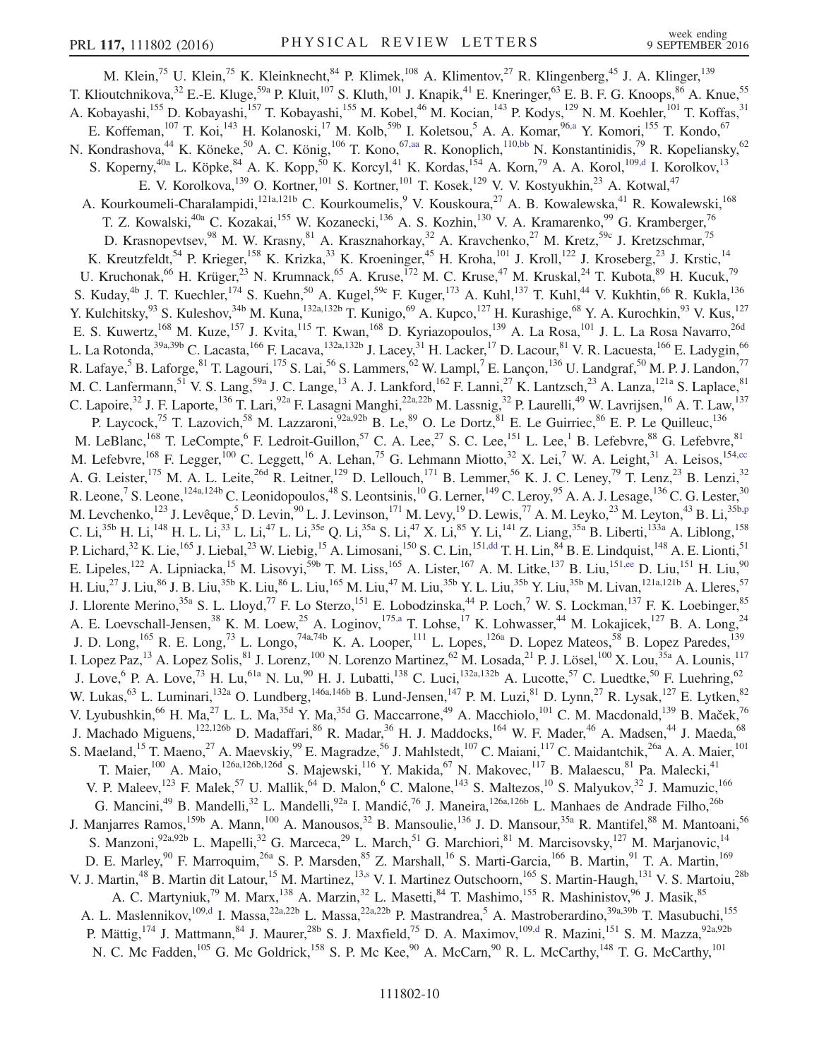M. Klein,[75] U. Klein,[75] K. Kleinknecht,[84] P. Klimek,[108] A. Klimentov,[27] R. Klingenberg,[45] J. A. Klinger,[139] T. Klioutchnikova,[32] E.-E. Kluge,[59a] P. Kluit,[107] S. Kluth,[101] J. Knapik,[41] E. Kneringer,[63] E. B. F. G. Knoops,[86] A. Knue,[55] A. Kobayashi,[155] D. Kobayashi,[157] T. Kobayashi,[155] M. Kobel,[46] M. Kocian,[143] P. Kodys,[129] N. M. Koehler,[101] T. Koffas,[31] E. Koffeman,[107] T. Koi,[143] H. Kolanoski,[17] M. Kolb,[59b] I. Koletsou,[5] A. A. Komar,[96,a] Y. Komori,[155] T. Kondo,[67] N. Kondrashova,[44] K. Köneke,[50] A. C. König,[106] T. Kono,[67,aa] R. Konoplich,[110,bb] N. Konstantinidis,[79] R. Kopeliansky,[62] S. Koperny,[40a] L. Köpke,[84] A. K. Kopp,[50] K. Korcyl,[41] K. Kordas,[154] A. Korn,[79] A. A. Korol,[109,d] I. Korolkov,[13] E. V. Korolkova,[139] O. Kortner,[101] S. Kortner,[101] T. Kosek,[129] V. V. Kostyukhin,[23] A. Kotwal,[47] A. Kourkoumeli-Charalampidi,[121a,121b] C. Kourkoumelis,[9] V. Kouskoura,[27] A. B. Kowalewska,[41] R. Kowalewski,[168] T. Z. Kowalski,[40a] C. Kozakai,[155] W. Kozanecki,[136] A. S. Kozhin,[130] V. A. Kramarenko,[99] G. Kramberger,[76] D. Krasnopevtsev,[98] M. W. Krasny,[81] A. Krasznahorkay,[32] A. Kravchenko,[27] M. Kretz,[59c] J. Kretzschmar,[75] K. Kreutzfeldt,[54] P. Krieger,[158] K. Krizka,[33] K. Kroeninger,[45] H. Kroha,[101] J. Kroll,[122] J. Kroseberg,[23] J. Krstic,[14] U. Kruchonak,[66] H. Krüger,[23] N. Krumnack,[65] A. Kruse,[172] M. C. Kruse,[47] M. Kruskal,[24] T. Kubota,[89] H. Kucuk,[79] S. Kuday,[4b] J. T. Kuechler,[174] S. Kuehn,[50] A. Kugel,[59c] F. Kuger,[173] A. Kuhl,[137] T. Kuhl,[44] V. Kukhtin,[66] R. Kukla,[136] Y. Kulchitsky,[93] S. Kuleshov,[34b] M. Kuna,[132a,132b] T. Kunigo,[69] A. Kupco,[127] H. Kurashige,[68] Y. A. Kurochkin,[93] V. Kus,[127] E. S. Kuwertz,[168] M. Kuze,[157] J. Kvita,[115] T. Kwan,[168] D. Kyriazopoulos,[139] A. La Rosa,[101] J. L. La Rosa Navarro,[26d] L. La Rotonda,[39a,39b] C. Lacasta,[166] F. Lacava,[132a,132b] J. Lacey,[31] H. Lacker,[17] D. Lacour,[81] V. R. Lacuesta,[166] E. Ladygin,[66] R. Lafaye,[5] B. Laforge,[81] T. Lagouri,[175] S. Lai,[56] S. Lammers,[62] W. Lampl,[7] E. Lançon,[136] U. Landgraf,[50] M. P. J. Landon,[77] M. C. Lanfermann,[51] V. S. Lang,[59a] J. C. Lange,[13] A. J. Lankford,[162] F. Lanni,[27] K. Lantzsch,[23] A. Lanza,[121a] S. Laplace,[81] C. Lapoire,[32] J. F. Laporte,[136] T. Lari,[92a] F. Lasagni Manghi,[22a,22b] M. Lassnig,[32] P. Laurelli,[49] W. Lavrijsen,[16] A. T. Law,[137] P. Laycock,[75] T. Lazovich,[58] M. Lazzaroni,[92a,92b] B. Le,[89] O. Le Dortz,[81] E. Le Guirriec,[86] E. P. Le Quilleuc,[136] M. LeBlanc,[168] T. LeCompte,[6] F. Ledroit-Guillon,[57] C. A. Lee,[27] S. C. Lee,[151] L. Lee,[1] B. Lefebvre,[88] G. Lefebvre,[81] M. Lefebvre,[168] F. Legger,[100] C. Leggett,[16] A. Lehan,[75] G. Lehmann Miotto,[32] X. Lei,[7] W. A. Leight,[31] A. Leisos,[154,cc] A. G. Leister,[175] M. A. L. Leite,[26d] R. Leitner,[129] D. Lellouch,[171] B. Lemmer,[56] K. J. C. Leney,[79] T. Lenz,[23] B. Lenzi,[32] R. Leone,[7] S. Leone,[124a,124b] C. Leonidopoulos,[48] S. Leontsinis,[10] G. Lerner,[149] C. Leroy,[95] A. A. J. Lesage,[136] C. G. Lester,[30] M. Levchenko,[123] J. Levêque,[5] D. Levin,[90] L. J. Levinson,[171] M. Levy,[19] D. Lewis,[77] A. M. Leyko,[23] M. Leyton,[43] B. Li,[35b,p] C. Li,[35b] H. Li,[148] H. L. Li,[33] L. Li,[47] L. Li,[35e] Q. Li,[35a] S. Li,[47] X. Li,[85] Y. Li,[141] Z. Liang,[35a] B. Liberti,[133a] A. Liblong,[158] P. Lichard,[32] K. Lie,[165] J. Liebal,[23] W. Liebig,[15] A. Limosani,[150] S. C. Lin,[151,dd] T. H. Lin,[84] B. E. Lindquist,[148] A. E. Lionti,[51] E. Lipeles,[122] A. Lipniacka,[15] M. Lisovyi,[59b] T. M. Liss,[165] A. Lister,[167] A. M. Litke,[137] B. Liu,[151,ee] D. Liu,[151] H. Liu,[90] H. Liu,[27] J. Liu,[86] J. B. Liu,[35b] K. Liu,[86] L. Liu,[165] M. Liu,[47] M. Liu,[35b] Y. L. Liu,[35b] Y. Liu,[35b] M. Livan,[121a,121b] A. Lleres,[57] J. Llorente Merino,[35a] S. L. Lloyd,[77] F. Lo Sterzo,[151] E. Lobodzinska,[44] P. Loch,[7] W. S. Lockman,[137] F. K. Loebinger,[85] A. E. Loevschall-Jensen,[38] K. M. Loew,[25] A. Loginov,[175,a] T. Lohse,[17] K. Lohwasser,[44] M. Lokajicek,[127] B. A. Long,[24] J. D. Long,[165] R. E. Long,[73] L. Longo,[74a,74b] K. A. Looper,[111] L. Lopes,[126a] D. Lopez Mateos,[58] B. Lopez Paredes,[139] I. Lopez Paz,[13] A. Lopez Solis,[81] J. Lorenz,[100] N. Lorenzo Martinez,[62] M. Losada,[21] P. J. Lösel,[100] X. Lou,[35a] A. Lounis,[117] J. Love,[6] P. A. Love,[73] H. Lu,[61a] N. Lu,[90] H. J. Lubatti,[138] C. Luci,[132a,132b] A. Lucotte,[57] C. Luedtke,[50] F. Luehring,[62] W. Lukas,[63] L. Luminari,[132a] O. Lundberg,[146a,146b] B. Lund-Jensen,[147] P. M. Luzi,[81] D. Lynn,[27] R. Lysak,[127] E. Lytken,[82] V. Lyubushkin,[66] H. Ma,[27] L. L. Ma,[35d] Y. Ma,[35d] G. Maccarrone,[49] A. Macchiolo,[101] C. M. Macdonald,[139] B. Maček,[76] J. Machado Miguens,[122,126b] D. Madaffari,[86] R. Madar,[36] H. J. Maddocks,[164] W. F. Mader,[46] A. Madsen,[44] J. Maeda,[68] S. Maeland,[15] T. Maeno,[27] A. Maevskiy,[99] E. Magradze,[56] J. Mahlstedt,[107] C. Maiani,[117] C. Maidantchik,[26a] A. A. Maier,[101] T. Maier,[100] A. Maio,[126a,126b,126d] S. Majewski,[116] Y. Makida,[67] N. Makovec,[117] B. Malaescu,[81] Pa. Malecki,[41] V. P. Maleev,[123] F. Malek,[57] U. Mallik,[64] D. Malon,[6] C. Malone,[143] S. Maltezos,[10] S. Malyukov,[32] J. Mamuzic,[166] G. Mancini,[49] B. Mandelli,[32] L. Mandelli,[92a] I. Mandić,[76] J. Maneira,[126a,126b] L. Manhaes de Andrade Filho,[26b] J. Manjarres Ramos,[159b] A. Mann,[100] A. Manousos,[32] B. Mansoulie,[136] J. D. Mansour,[35a] R. Mantifel,[88] M. Mantoani,[56] S. Manzoni,[92a,92b] L. Mapelli,[32] G. Marceca,[29] L. March,[51] G. Marchiori,[81] M. Marcisovsky,[127] M. Marjanovic,[14] D. E. Marley,[90] F. Marroquim,[26a] S. P. Marsden,[85] Z. Marshall,[16] S. Marti-Garcia,[166] B. Martin,[91] T. A. Martin,[169] V. J. Martin,[48] B. Martin dit Latour,[15] M. Martinez,[13,s] V. I. Martinez Outschoorn,[165] S. Martin-Haugh,[131] V. S. Martoiu,[28b] A. C. Martyniuk,[79] M. Marx,[138] A. Marzin,[32] L. Masetti,[84] T. Mashimo,[155] R. Mashinistov,[96] J. Masik,[85] A. L. Maslennikov,[109,d] I. Massa,[22a,22b] L. Massa,[22a,22b] P. Mastrandrea,[5] A. Mastroberardino,[39a,39b] T. Masubuchi,[155] P. Mättig,[174] J. Mattmann,[84] J. Maurer,[28b] S. J. Maxfield,[75] D. A. Maximov,[109,d] R. Mazini,[151] S. M. Mazza,[92a,92b] N. C. Mc Fadden,[105] G. Mc Goldrick,[158] S. P. Mc Kee,[90] A. McCarn,[90] R. L. McCarthy,[148] T. G. McCarthy,[101]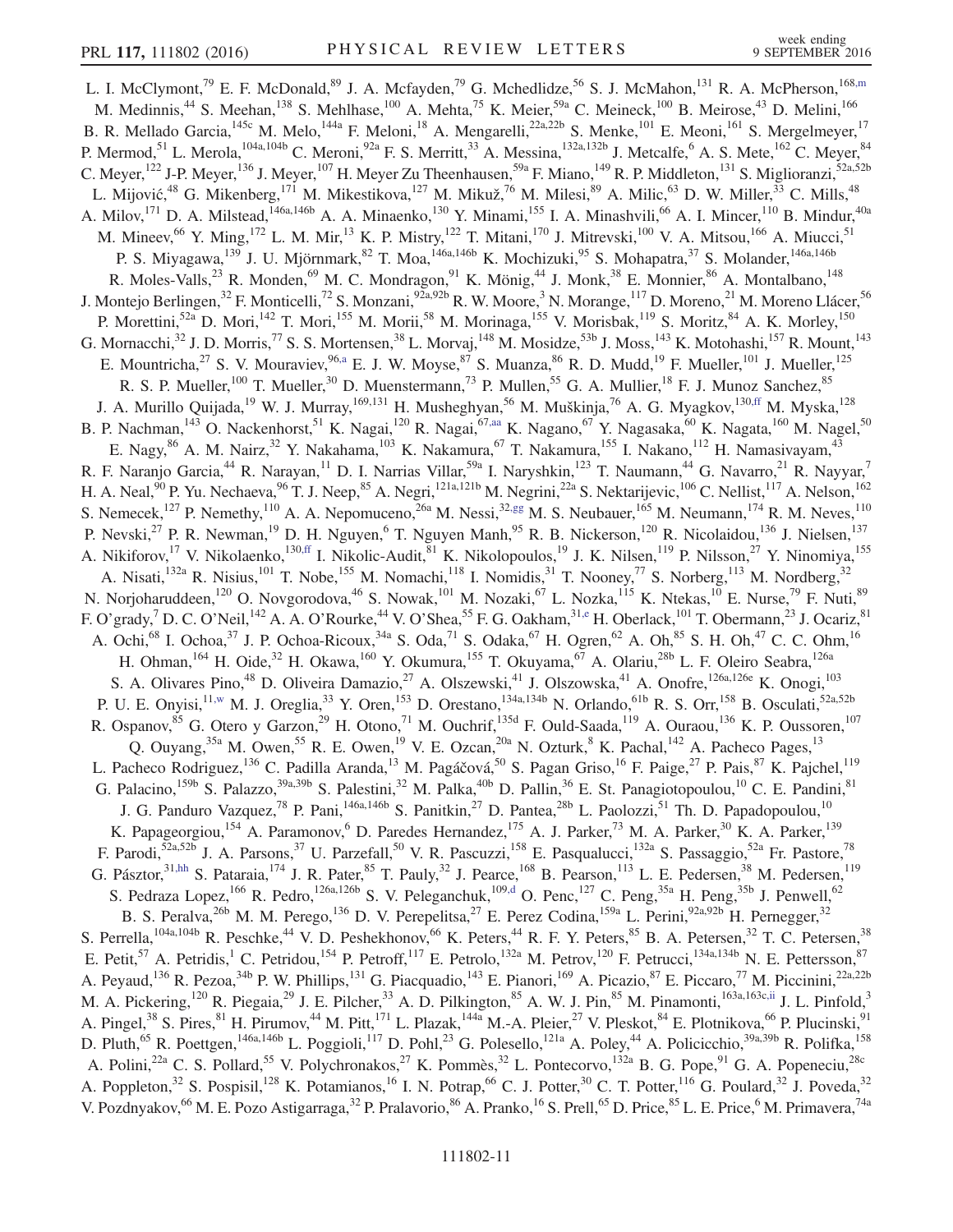L. I. McClymont,[79] E. F. McDonald,[89] J. A. Mcfayden,[79] G. Mchedlidze,[56] S. J. McMahon,[131] R. A. McPherson,[168,m] M. Medinnis,[44] S. Meehan,[138] S. Mehlhase,[100] A. Mehta,[75] K. Meier,[59a] C. Meineck,[100] B. Meirose,[43] D. Melini,[166] B. R. Mellado Garcia,[145c] M. Melo,[144a] F. Meloni,[18] A. Mengarelli,[22a,22b] S. Menke,[101] E. Meoni,[161] S. Mergelmeyer,[17] P. Mermod,[51] L. Merola,[104a,104b] C. Meroni,[92a] F. S. Merritt,[33] A. Messina,[132a,132b] J. Metcalfe,[6] A. S. Mete,[162] C. Meyer,[84] C. Meyer,[122] J-P. Meyer,[136] J. Meyer,[107] H. Meyer Zu Theenhausen,[59a] F. Miano,[149] R. P. Middleton,[131] S. Miglioranzi,[52a,52b] L. Mijović,[48] G. Mikenberg,[171] M. Mikestikova,[127] M. Mikuž,[76] M. Milesi,[89] A. Milic,[63] D. W. Miller,[33] C. Mills,[48] A. Milov,[171] D. A. Milstead,[146a,146b] A. A. Minaenko,[130] Y. Minami,[155] I. A. Minashvili,[66] A. I. Mincer,[110] B. Mindur,[40a] M. Mineev,[66] Y. Ming,[172] L. M. Mir,[13] K. P. Mistry,[122] T. Mitani,[170] J. Mitrevski,[100] V. A. Mitsou,[166] A. Miucci,[51] P. S. Miyagawa,[139] J. U. Mjörnmark,[82] T. Moa,[146a,146b] K. Mochizuki,[95] S. Mohapatra,[37] S. Molander,[146a,146b] R. Moles-Valls,[23] R. Monden,[69] M. C. Mondragon,[91] K. Mönig,[44] J. Monk,[38] E. Monnier,[86] A. Montalbano,[148] J. Montejo Berlingen,[32] F. Monticelli,[72] S. Monzani,[92a,92b] R. W. Moore,[3] N. Morange,[117] D. Moreno,[21] M. Moreno Llácer,[56] P. Morettini,[52a] D. Mori,[142] T. Mori,[155] M. Morii,[58] M. Morinaga,[155] V. Morisbak,[119] S. Moritz,[84] A. K. Morley,[150] G. Mornacchi,[32] J. D. Morris,[77] S. S. Mortensen,[38] L. Morvaj,[148] M. Mosidze,[53b] J. Moss,[143] K. Motohashi,[157] R. Mount,[143] E. Mountricha,[27] S. V. Mouraviev,[96,a] E. J. W. Moyse,[87] S. Muanza,[86] R. D. Mudd,[19] F. Mueller,[101] J. Mueller,[125] R. S. P. Mueller,[100] T. Mueller,[30] D. Muenstermann,[73] P. Mullen,[55] G. A. Mullier,[18] F. J. Munoz Sanchez,[85] J. A. Murillo Quijada,[19] W. J. Murray,[169,131] H. Musheghyan,[56] M. Muškinja,[76] A. G. Myagkov,[130,ff] M. Myska,[128] B. P. Nachman,[143] O. Nackenhorst,[51] K. Nagai,[120] R. Nagai,[67,aa] K. Nagano,[67] Y. Nagasaka,[60] K. Nagata,[160] M. Nagel,[50] E. Nagy,[86] A. M. Nairz,[32] Y. Nakahama,[103] K. Nakamura,[67] T. Nakamura,[155] I. Nakano,[112] H. Namasivayam,[43] R. F. Naranjo Garcia,[44] R. Narayan,[11] D. I. Narrias Villar,[59a] I. Naryshkin,[123] T. Naumann,[44] G. Navarro,[21] R. Nayyar,[7] H. A. Neal,[90] P. Yu. Nechaeva,[96] T. J. Neep,[85] A. Negri,[121a,121b] M. Negrini,[22a] S. Nektarijevic,[106] C. Nellist,[117] A. Nelson,[162] S. Nemecek,[127] P. Nemethy,[110] A. A. Nepomuceno,[26a] M. Nessi,[32,gg] M. S. Neubauer,[165] M. Neumann,[174] R. M. Neves,[110] P. Nevski,[27] P. R. Newman,[19] D. H. Nguyen,[6] T. Nguyen Manh,[95] R. B. Nickerson,[120] R. Nicolaidou,[136] J. Nielsen,[137] A. Nikiforov,[17] V. Nikolaenko,[130,ff] I. Nikolic-Audit,[81] K. Nikolopoulos,[19] J. K. Nilsen,[119] P. Nilsson,[27] Y. Ninomiya,[155] A. Nisati,[132a] R. Nisius,[101] T. Nobe,[155] M. Nomachi,[118] I. Nomidis,[31] T. Nooney,[77] S. Norberg,[113] M. Nordberg,[32] N. Norjoharuddeen,[120] O. Novgorodova,[46] S. Nowak,[101] M. Nozaki,[67] L. Nozka,[115] K. Ntekas,[10] E. Nurse,[79] F. Nuti,[89] F. O'grady,[7] D. C. O'Neil,[142] A. A. O'Rourke,[44] V. O'Shea,[55] F. G. Oakham,[31,e] H. Oberlack,[101] T. Obermann,[23] J. Ocariz,[81] A. Ochi,[68] I. Ochoa,[37] J. P. Ochoa-Ricoux,[34a] S. Oda,[71] S. Odaka,[67] H. Ogren,[62] A. Oh,[85] S. H. Oh,[47] C. C. Ohm,[16] H. Ohman,[164] H. Oide,[32] H. Okawa,[160] Y. Okumura,[155] T. Okuyama,[67] A. Olariu,[28b] L. F. Oleiro Seabra,[126a] S. A. Olivares Pino,[48] D. Oliveira Damazio,[27] A. Olszewski,[41] J. Olszowska,[41] A. Onofre,[126a,126e] K. Onogi,[103] P. U. E. Onyisi,[11,w] M. J. Oreglia,[33] Y. Oren,[153] D. Orestano,[134a,134b] N. Orlando,[61b] R. S. Orr,[158] B. Osculati,[52a,52b] R. Ospanov,[85] G. Otero y Garzon,[29] H. Otono,[71] M. Ouchrif,[135d] F. Ould-Saada,[119] A. Ouraou,[136] K. P. Oussoren,[107] Q. Ouyang,[35a] M. Owen,[55] R. E. Owen,[19] V. E. Ozcan,[20a] N. Ozturk,[8] K. Pachal,[142] A. Pacheco Pages,[13] L. Pacheco Rodriguez,[136] C. Padilla Aranda,[13] M. Pagáčová,[50] S. Pagan Griso,[16] F. Paige,[27] P. Pais,[87] K. Pajchel,[119] G. Palacino,[159b] S. Palazzo,[39a,39b] S. Palestini,[32] M. Palka,[40b] D. Pallin,[36] E. St. Panagiotopoulou,[10] C. E. Pandini,[81] J. G. Panduro Vazquez,[78] P. Pani,[146a,146b] S. Panitkin,[27] D. Pantea,[28b] L. Paolozzi,[51] Th. D. Papadopoulou,[10] K. Papageorgiou,[154] A. Paramonov,[6] D. Paredes Hernandez,[175] A. J. Parker,[73] M. A. Parker,[30] K. A. Parker,[139] F. Parodi,[52a,52b] J. A. Parsons,[37] U. Parzefall,[50] V. R. Pascuzzi,[158] E. Pasqualucci,[132a] S. Passaggio,[52a] Fr. Pastore,[78] G. Pásztor,[31,hh] S. Pataraia,[174] J. R. Pater,[85] T. Pauly,[32] J. Pearce,[168] B. Pearson,[113] L. E. Pedersen,[38] M. Pedersen,[119] S. Pedraza Lopez,[166] R. Pedro,[126a,126b] S. V. Peleganchuk,[109,d] O. Penc,[127] C. Peng,[35a] H. Peng,[35b] J. Penwell,[62] B. S. Peralva,[26b] M. M. Perego,[136] D. V. Perepelitsa,[27] E. Perez Codina,[159a] L. Perini,[92a,92b] H. Pernegger,[32] S. Perrella,[104a,104b] R. Peschke,[44] V. D. Peshekhonov,[66] K. Peters,[44] R. F. Y. Peters,[85] B. A. Petersen,[32] T. C. Petersen,[38] E. Petit,[57] A. Petridis,[1] C. Petridou,[154] P. Petroff,[117] E. Petrolo,[132a] M. Petrov,[120] F. Petrucci,[134a,134b] N. E. Pettersson,[87] A. Peyaud,[136] R. Pezoa,[34b] P. W. Phillips,[131] G. Piacquadio,[143] E. Pianori,[169] A. Picazio,[87] E. Piccaro,[77] M. Piccinini,[22a,22b] M. A. Pickering,[120] R. Piegaia,[29] J. E. Pilcher,[33] A. D. Pilkington,[85] A. W. J. Pin,[85] M. Pinamonti,[163a,163c,ii] J. L. Pinfold,[3] A. Pingel,[38] S. Pires,[81] H. Pirumov,[44] M. Pitt,[171] L. Plazak,[144a] M.-A. Pleier,[27] V. Pleskot,[84] E. Plotnikova,[66] P. Plucinski,[91] D. Pluth,[65] R. Poettgen,[146a,146b] L. Poggioli,[117] D. Pohl,[23] G. Polesello,[121a] A. Poley,[44] A. Policicchio,[39a,39b] R. Polifka,[158] A. Polini,[22a] C. S. Pollard,[55] V. Polychronakos,[27] K. Pommès,[32] L. Pontecorvo,[132a] B. G. Pope,[91] G. A. Popeneciu,[28c] A. Poppleton,[32] S. Pospisil,[128] K. Potamianos,[16] I. N. Potrap,[66] C. J. Potter,[30] C. T. Potter,[116] G. Poulard,[32] J. Poveda,[32] V. Pozdnyakov,[66] M. E. Pozo Astigarraga,[32] P. Pralavorio,[86] A. Pranko,[16] S. Prell,[65] D. Price,[85] L. E. Price,[6] M. Primavera,[74a]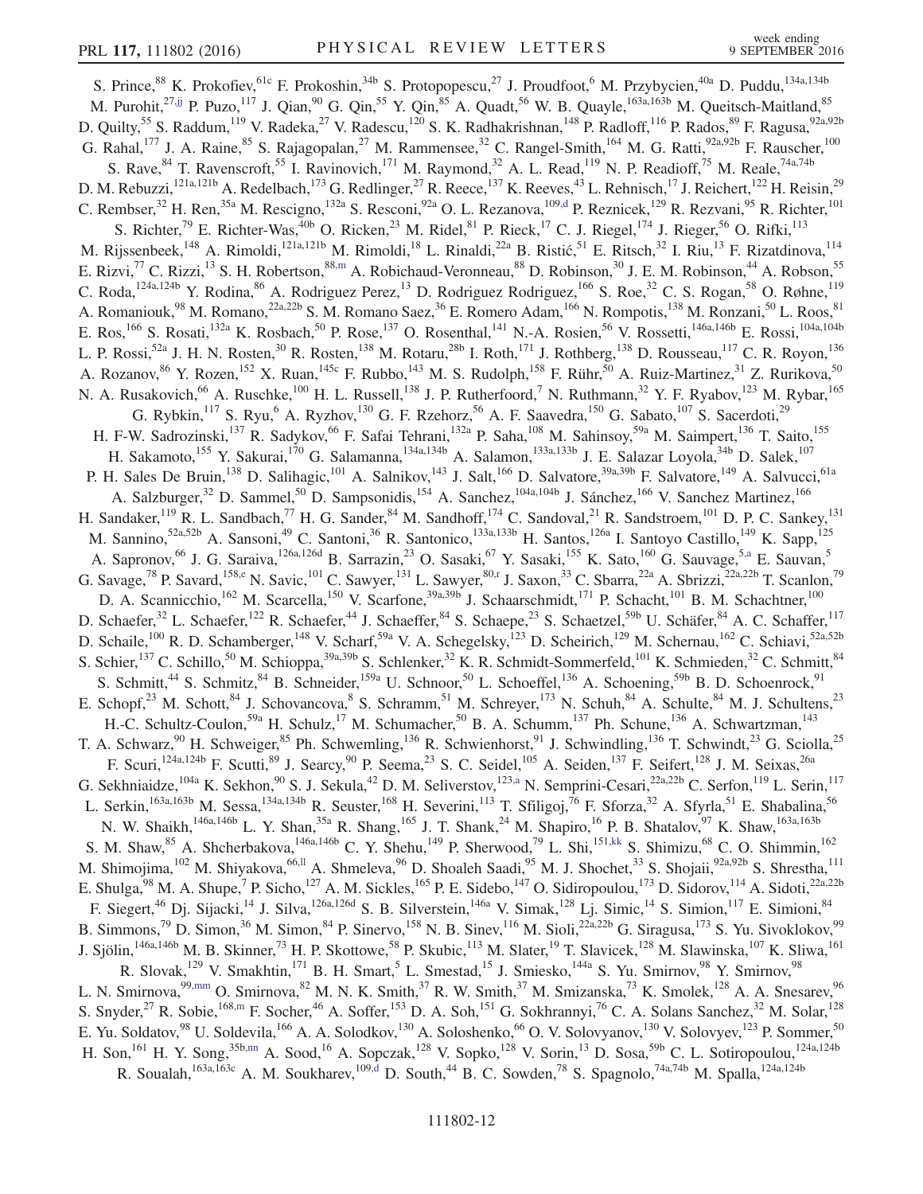S. Prince,[88] K. Prokofiev,[61c] F. Prokoshin,[34b] S. Protopopescu,[27] J. Proudfoot,[6] M. Przybycien,[40a] D. Puddu,[134a,134b] M. Purohit,[27,jj] P. Puzo,[117] J. Qian,[90] G. Qin,[55] Y. Qin,[85] A. Quadt,[56] W. B. Quayle,[163a,163b] M. Queitsch-Maitland,[85] D. Quilty,[55] S. Raddum,[119] V. Radeka,[27] V. Radescu,[120] S. K. Radhakrishnan,[148] P. Radloff,[116] P. Rados,[89] F. Ragusa,[92a,92b] G. Rahal,[177] J. A. Raine,[85] S. Rajagopalan,[27] M. Rammensee,[32] C. Rangel-Smith,[164] M. G. Ratti,[92a,92b] F. Rauscher,[100] S. Rave,[84] T. Ravenscroft,[55] I. Ravinovich,[171] M. Raymond,[32] A. L. Read,[119] N. P. Readioff,[75] M. Reale,[74a,74b] D. M. Rebuzzi,[121a,121b] A. Redelbach,[173] G. Redlinger,[27] R. Reece,[137] K. Reeves,[43] L. Rehnisch,[17] J. Reichert,[122] H. Reisin,[29] C. Rembser,[32] H. Ren,[35a] M. Rescigno,[132a] S. Resconi,[92a] O. L. Rezanova,[109,d] P. Reznicek,[129] R. Rezvani,[95] R. Richter,[101] S. Richter,[79] E. Richter-Was,[40b] O. Ricken,[23] M. Ridel,[81] P. Rieck,[17] C. J. Riegel,[174] J. Rieger,[56] O. Rifki,[113] M. Rijssenbeek,[148] A. Rimoldi,[121a,121b] M. Rimoldi,[18] L. Rinaldi,[22a] B. Ristić,[51] E. Ritsch,[32] I. Riu,[13] F. Rizatdinova,[114] E. Rizvi,[77] C. Rizzi,[13] S. H. Robertson,[88,m] A. Robichaud-Veronneau,[88] D. Robinson,[30] J. E. M. Robinson,[44] A. Robson,[55] C. Roda,[124a,124b] Y. Rodina,[86] A. Rodriguez Perez,[13] D. Rodriguez Rodriguez,[166] S. Roe,[32] C. S. Rogan,[58] O. Røhne,[119] A. Romaniouk,[98] M. Romano,[22a,22b] S. M. Romano Saez,[36] E. Romero Adam,[166] N. Rompotis,[138] M. Ronzani,[50] L. Roos,[81] E. Ros,[166] S. Rosati,[132a] K. Rosbach,[50] P. Rose,[137] O. Rosenthal,[141] N.-A. Rosien,[56] V. Rossetti,[146a,146b] E. Rossi,[104a,104b] L. P. Rossi,[52a] J. H. N. Rosten,[30] R. Rosten,[138] M. Rotaru,[28b] I. Roth,[171] J. Rothberg,[138] D. Rousseau,[117] C. R. Royon,[136] A. Rozanov,[86] Y. Rozen,[152] X. Ruan,[145c] F. Rubbo,[143] M. S. Rudolph,[158] F. Rühr,[50] A. Ruiz-Martinez,[31] Z. Rurikova,[50] N. A. Rusakovich,[66] A. Ruschke,[100] H. L. Russell,[138] J. P. Rutherfoord,[7] N. Ruthmann,[32] Y. F. Ryabov,[123] M. Rybar,[165] G. Rybkin,[117] S. Ryu,[6] A. Ryzhov,[130] G. F. Rzehorz,[56] A. F. Saavedra,[150] G. Sabato,[107] S. Sacerdoti,[29] H. F-W. Sadrozinski,[137] R. Sadykov,[66] F. Safai Tehrani,[132a] P. Saha,[108] M. Sahinsoy,[59a] M. Saimpert,[136] T. Saito,[155] H. Sakamoto,[155] Y. Sakurai,[170] G. Salamanna,[134a,134b] A. Salamon,[133a,133b] J. E. Salazar Loyola,[34b] D. Salek,[107] P. H. Sales De Bruin,[138] D. Salihagic,[101] A. Salnikov,[143] J. Salt,[166] D. Salvatore,[39a,39b] F. Salvatore,[149] A. Salvucci,[61a] A. Salzburger,[32] D. Sammel,[50] D. Sampsonidis,[154] A. Sanchez,[104a,104b] J. Sánchez,[166] V. Sanchez Martinez,[166] H. Sandaker,[119] R. L. Sandbach,[77] H. G. Sander,[84] M. Sandhoff,[174] C. Sandoval,[21] R. Sandstroem,[101] D. P. C. Sankey,[131] M. Sannino,[52a,52b] A. Sansoni,[49] C. Santoni,[36] R. Santonico,[133a,133b] H. Santos,[126a] I. Santoyo Castillo,[149] K. Sapp,[125] A. Sapronov,[66] J. G. Saraiva,[126a,126d] B. Sarrazin,[23] O. Sasaki,[67] Y. Sasaki,[155] K. Sato,[160] G. Sauvage,[5,a] E. Sauvan,[5] G. Savage,[78] P. Savard,[158,e] N. Savic,[101] C. Sawyer,[131] L. Sawyer,[80,r] J. Saxon,[33] C. Sbarra,[22a] A. Sbrizzi,[22a,22b] T. Scanlon,[79] D. A. Scannicchio,[162] M. Scarcella,[150] V. Scarfone,[39a,39b] J. Schaarschmidt,[171] P. Schacht,[101] B. M. Schachtner,[100] D. Schaefer,[32] L. Schaefer,[122] R. Schaefer,[44] J. Schaeffer,[84] S. Schaepe,[23] S. Schaetzel,[59b] U. Schäfer,[84] A. C. Schaffer,[117] D. Schaile,[100] R. D. Schamberger,[148] V. Scharf,[59a] V. A. Schegelsky,[123] D. Scheirich,[129] M. Schernau,[162] C. Schiavi,[52a,52b] S. Schier,[137] C. Schillo,[50] M. Schioppa,[39a,39b] S. Schlenker,[32] K. R. Schmidt-Sommerfeld,[101] K. Schmieden,[32] C. Schmitt,[84] S. Schmitt,[44] S. Schmitz,[84] B. Schneider,[159a] U. Schnoor,[50] L. Schoeffel,[136] A. Schoening,[59b] B. D. Schoenrock,[91] E. Schopf,[23] M. Schott,[84] J. Schovancova,[8] S. Schramm,[51] M. Schreyer,[173] N. Schuh,[84] A. Schulte,[84] M. J. Schultens,[23] H.-C. Schultz-Coulon,[59a] H. Schulz,[17] M. Schumacher,[50] B. A. Schumm,[137] Ph. Schune,[136] A. Schwartzman,[143] T. A. Schwarz,[90] H. Schweiger,[85] Ph. Schwemling,[136] R. Schwienhorst,[91] J. Schwindling,[136] T. Schwindt,[23] G. Sciolla,[25] F. Scuri,[124a,124b] F. Scutti,[89] J. Searcy,[90] P. Seema,[23] S. C. Seidel,[105] A. Seiden,[137] F. Seifert,[128] J. M. Seixas,[26a] G. Sekhniaidze,[104a] K. Sekhon,[90] S. J. Sekula,[42] D. M. Seliverstov,[123,a] N. Semprini-Cesari,[22a,22b] C. Serfon,[119] L. Serin,[117] L. Serkin,[163a,163b] M. Sessa,[134a,134b] R. Seuster,[168] H. Severini,[113] T. Sfiligoj,[76] F. Sforza,[32] A. Sfyrla,[51] E. Shabalina,[56] N. W. Shaikh,[146a,146b] L. Y. Shan,[35a] R. Shang,[165] J. T. Shank,[24] M. Shapiro,[16] P. B. Shatalov,[97] K. Shaw,[163a,163b] S. M. Shaw,[85] A. Shcherbakova,[146a,146b] C. Y. Shehu,[149] P. Sherwood,[79] L. Shi,[151,kk] S. Shimizu,[68] C. O. Shimmin,[162] M. Shimojima,[102] M. Shiyakova,[66,ll] A. Shmeleva,[96] D. Shoaleh Saadi,[95] M. J. Shochet,[33] S. Shojaii,[92a,92b] S. Shrestha,[111] E. Shulga,[98] M. A. Shupe,[7] P. Sicho,[127] A. M. Sickles,[165] P. E. Sidebo,[147] O. Sidiropoulou,[173] D. Sidorov,[114] A. Sidoti,[22a,22b] F. Siegert,[46] Dj. Sijacki,[14] J. Silva,[126a,126d] S. B. Silverstein,[146a] V. Simak,[128] Lj. Simic,[14] S. Simion,[117] E. Simioni,[84] B. Simmons,[79] D. Simon,[36] M. Simon,[84] P. Sinervo,[158] N. B. Sinev,[116] M. Sioli,[22a,22b] G. Siragusa,[173] S. Yu. Sivoklokov,[99] J. Sjölin,[146a,146b] M. B. Skinner,[73] H. P. Skottowe,[58] P. Skubic,[113] M. Slater,[19] T. Slavicek,[128] M. Slawinska,[107] K. Sliwa,[161] R. Slovak,[129] V. Smakhtin,[171] B. H. Smart,[5] L. Smestad,[15] J. Smiesko,[144a] S. Yu. Smirnov,[98] Y. Smirnov,[98] L. N. Smirnova,[99,mm] O. Smirnova,[82] M. N. K. Smith,[37] R. W. Smith,[37] M. Smizanska,[73] K. Smolek,[128] A. A. Snesarev,[96] S. Snyder,[27] R. Sobie,[168,m] F. Socher,[46] A. Soffer,[153] D. A. Soh,[151] G. Sokhrannyi,[76] C. A. Solans Sanchez,[32] M. Solar,[128] E. Yu. Soldatov,[98] U. Soldevila,[166] A. A. Solodkov,[130] A. Soloshenko,[66] O. V. Solovyanov,[130] V. Solovyev,[123] P. Sommer,[50] H. Son,[161] H. Y. Song,[35b,nn] A. Sood,[16] A. Sopczak,[128] V. Sopko,[128] V. Sorin,[13] D. Sosa,[59b] C. L. Sotiropoulou,[124a,124b] R. Soualah,[163a,163c] A. M. Soukharev,[109,d] D. South,[44] B. C. Sowden,[78] S. Spagnolo,[74a,74b] M. Spalla,[124a,124b]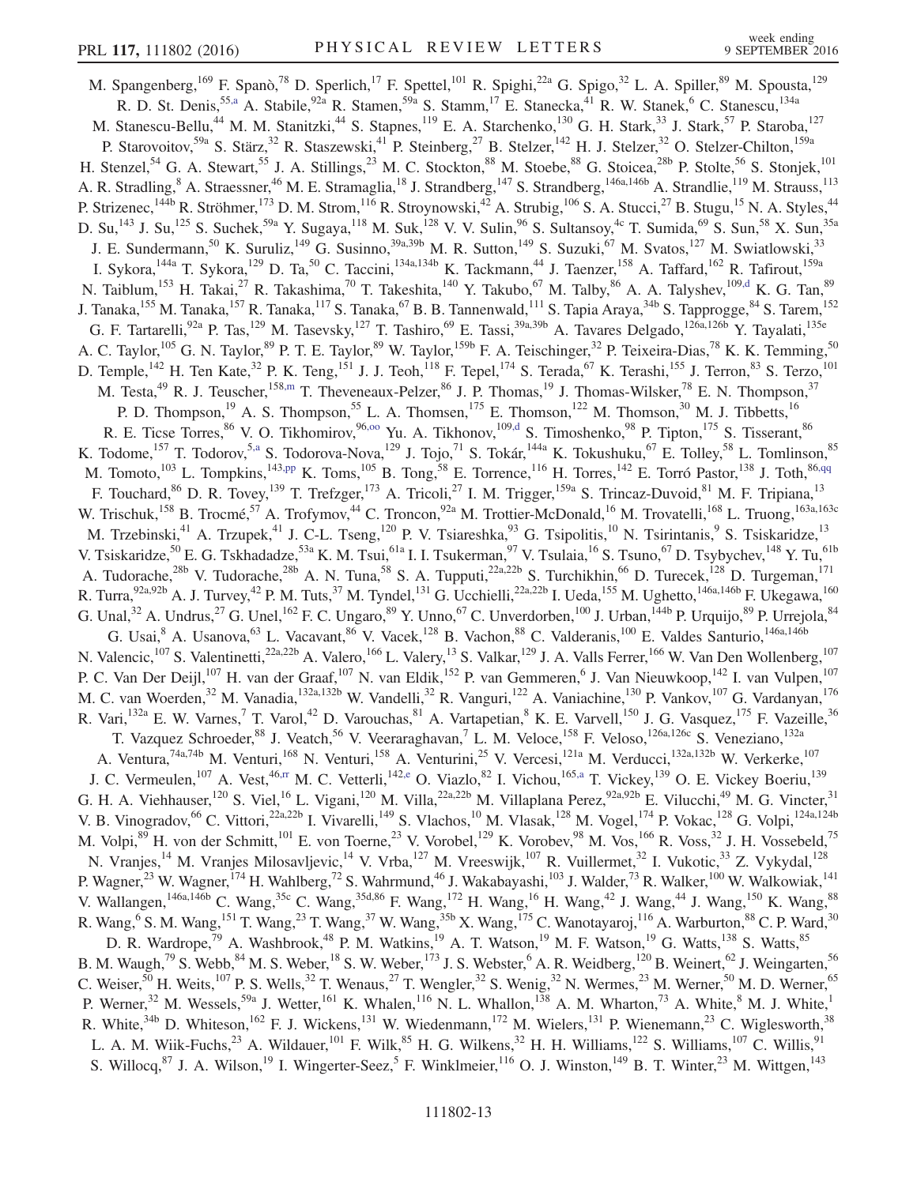M. Spangenberg,[169] F. Spanò,[78] D. Sperlich,[17] F. Spettel,[101] R. Spighi,[22a] G. Spigo,[32] L. A. Spiller,[89] M. Spousta,[129] R. D. St. Denis,[55,a] A. Stabile,[92a] R. Stamen,[59a] S. Stamm,[17] E. Stanecka,[41] R. W. Stanek,[6] C. Stanescu,[134a] M. Stanescu-Bellu,[44] M. M. Stanitzki,[44] S. Stapnes,[119] E. A. Starchenko,[130] G. H. Stark,[33] J. Stark,[57] P. Staroba,[127] P. Starovoitov,[59a] S. Stärz,[32] R. Staszewski,[41] P. Steinberg,[27] B. Stelzer,[142] H. J. Stelzer,[32] O. Stelzer-Chilton,[159a] H. Stenzel,[54] G. A. Stewart,[55] J. A. Stillings,[23] M. C. Stockton,[88] M. Stoebe,[88] G. Stoicea,[28b] P. Stolte,[56] S. Stonjek,[101] A. R. Stradling,[8] A. Straessner,[46] M. E. Stramaglia,[18] J. Strandberg,[147] S. Strandberg,[146a,146b] A. Strandlie,[119] M. Strauss,[113] P. Strizenec,[144b] R. Ströhmer,[173] D. M. Strom,[116] R. Stroynowski,[42] A. Strubig,[106] S. A. Stucci,[27] B. Stugu,[15] N. A. Styles,[44] D. Su,[143] J. Su,[125] S. Suchek,[59a] Y. Sugaya,[118] M. Suk,[128] V. V. Sulin,[96] S. Sultansoy,[4c] T. Sumida,[69] S. Sun,[58] X. Sun,[35a] J. E. Sundermann,[50] K. Suruliz,[149] G. Susinno,[39a,39b] M. R. Sutton,[149] S. Suzuki,[67] M. Svatos,[127] M. Swiatlowski,[33] I. Sykora,[144a] T. Sykora,[129] D. Ta,[50] C. Taccini,[134a,134b] K. Tackmann,[44] J. Taenzer,[158] A. Taffard,[162] R. Tafirout,[159a] N. Taiblum,[153] H. Takai,[27] R. Takashima,[70] T. Takeshita,[140] Y. Takubo,[67] M. Talby,[86] A. A. Talyshev,[109,d] K. G. Tan,[89] J. Tanaka,[155] M. Tanaka,[157] R. Tanaka,[117] S. Tanaka,[67] B. B. Tannenwald,[111] S. Tapia Araya,[34b] S. Tapprogge,[84] S. Tarem,[152] G. F. Tartarelli,[92a] P. Tas,[129] M. Tasevsky,[127] T. Tashiro,[69] E. Tassi,[39a,39b] A. Tavares Delgado,[126a,126b] Y. Tayalati,[135e] A. C. Taylor,[105] G. N. Taylor,[89] P. T. E. Taylor,[89] W. Taylor,[159b] F. A. Teischinger,[32] P. Teixeira-Dias,[78] K. K. Temming,[50] D. Temple,[142] H. Ten Kate,[32] P. K. Teng,[151] J. J. Teoh,[118] F. Tepel,[174] S. Terada,[67] K. Terashi,[155] J. Terron,[83] S. Terzo,[101] M. Testa,[49] R. J. Teuscher,[158,m] T. Theveneaux-Pelzer,[86] J. P. Thomas,[19] J. Thomas-Wilsker,[78] E. N. Thompson,[37] P. D. Thompson,[19] A. S. Thompson,[55] L. A. Thomsen,[175] E. Thomson,[122] M. Thomson,[30] M. J. Tibbetts,[16] R. E. Ticse Torres,[86] V. O. Tikhomirov,[96,oo] Yu. A. Tikhonov,[109,d] S. Timoshenko,[98] P. Tipton,[175] S. Tisserant,[86] K. Todome,[157] T. Todorov,[5,a] S. Todorova-Nova,[129] J. Tojo,[71] S. Tokár,[144a] K. Tokushuku,[67] E. Tolley,[58] L. Tomlinson,[85] M. Tomoto,[103] L. Tompkins,[143,pp] K. Toms,[105] B. Tong,[58] E. Torrence,[116] H. Torres,[142] E. Torró Pastor,[138] J. Toth,[86,qq] F. Touchard,[86] D. R. Tovey,[139] T. Trefzger,[173] A. Tricoli,[27] I. M. Trigger,[159a] S. Trincaz-Duvoid,[81] M. F. Tripiana,[13] W. Trischuk,[158] B. Trocmé,[57] A. Trofymov,[44] C. Troncon,[92a] M. Trottier-McDonald,[16] M. Trovatelli,[168] L. Truong,[163a,163c] M. Trzebinski,[41] A. Trzupek,[41] J. C-L. Tseng,[120] P. V. Tsiareshka,[93] G. Tsipolitis,[10] N. Tsirintanis,[9] S. Tsiskaridze,[13] V. Tsiskaridze,[50] E. G. Tskhadadze,[53a] K. M. Tsui,[61a] I. I. Tsukerman,[97] V. Tsulaia,[16] S. Tsuno,[67] D. Tsybychev,[148] Y. Tu,[61b] A. Tudorache,[28b] V. Tudorache,[28b] A. N. Tuna,[58] S. A. Tupputi,[22a,22b] S. Turchikhin,[66] D. Turecek,[128] D. Turgeman,[171] R. Turra,[92a,92b] A. J. Turvey,[42] P. M. Tuts,[37] M. Tyndel,[131] G. Ucchielli,[22a,22b] I. Ueda,[155] M. Ughetto,[146a,146b] F. Ukegawa,[160] G. Unal,[32] A. Undrus,[27] G. Unel,[162] F. C. Ungaro,[89] Y. Unno,[67] C. Unverdorben,[100] J. Urban,[144b] P. Urquijo,[89] P. Urrejola,[84] G. Usai,[8] A. Usanova,[63] L. Vacavant,[86] V. Vacek,[128] B. Vachon,[88] C. Valderanis,[100] E. Valdes Santurio,[146a,146b] N. Valencic,[107] S. Valentinetti,[22a,22b] A. Valero,[166] L. Valery,[13] S. Valkar,[129] J. A. Valls Ferrer,[166] W. Van Den Wollenberg,[107] P. C. Van Der Deijl,[107] H. van der Graaf,[107] N. van Eldik,[152] P. van Gemmeren,[6] J. Van Nieuwkoop,[142] I. van Vulpen,[107] M. C. van Woerden,[32] M. Vanadia,[132a,132b] W. Vandelli,[32] R. Vanguri,[122] A. Vaniachine,[130] P. Vankov,[107] G. Vardanyan,[176] R. Vari,[132a] E. W. Varnes,[7] T. Varol,[42] D. Varouchas,[81] A. Vartapetian,[8] K. E. Varvell,[150] J. G. Vasquez,[175] F. Vazeille,[36] T. Vazquez Schroeder,[88] J. Veatch,[56] V. Veeraraghavan,[7] L. M. Veloce,[158] F. Veloso,[126a,126c] S. Veneziano,[132a] A. Ventura,[74a,74b] M. Venturi,[168] N. Venturi,[158] A. Venturini,[25] V. Vercesi,[121a] M. Verducci,[132a,132b] W. Verkerke,[107] J. C. Vermeulen,[107] A. Vest,[46,rr] M. C. Vetterli,[142,e] O. Viazlo,[82] I. Vichou,[165,a] T. Vickey,[139] O. E. Vickey Boeriu,[139] G. H. A. Viehhauser,[120] S. Viel,[16] L. Vigani,[120] M. Villa,[22a,22b] M. Villaplana Perez,[92a,92b] E. Vilucchi,[49] M. G. Vincter,[31] V. B. Vinogradov,[66] C. Vittori,[22a,22b] I. Vivarelli,[149] S. Vlachos,[10] M. Vlasak,[128] M. Vogel,[174] P. Vokac,[128] G. Volpi,[124a,124b] M. Volpi,[89] H. von der Schmitt,[101] E. von Toerne,[23] V. Vorobel,[129] K. Vorobev,[98] M. Vos,[166] R. Voss,[32] J. H. Vossebeld,[75] N. Vranjes,[14] M. Vranjes Milosavljevic,[14] V. Vrba,[127] M. Vreeswijk,[107] R. Vuillermet,[32] I. Vukotic,[33] Z. Vykydal,[128] P. Wagner,[23] W. Wagner,[174] H. Wahlberg,[72] S. Wahrmund,[46] J. Wakabayashi,[103] J. Walder,[73] R. Walker,[100] W. Walkowiak,[141] V. Wallangen,[146a,146b] C. Wang,[35c] C. Wang,[35d,86] F. Wang,[172] H. Wang,[16] H. Wang,[42] J. Wang,[44] J. Wang,[150] K. Wang,[88] R. Wang,[6] S. M. Wang,[151] T. Wang,[23] T. Wang,[37] W. Wang,[35b] X. Wang,[175] C. Wanotayaroj,[116] A. Warburton,[88] C. P. Ward,[30] D. R. Wardrope,[79] A. Washbrook,[48] P. M. Watkins,[19] A. T. Watson,[19] M. F. Watson,[19] G. Watts,[138] S. Watts,[85] B. M. Waugh,[79] S. Webb,[84] M. S. Weber,[18] S. W. Weber,[173] J. S. Webster,[6] A. R. Weidberg,[120] B. Weinert,[62] J. Weingarten,[56] C. Weiser,[50] H. Weits,[107] P. S. Wells,[32] T. Wenaus,[27] T. Wengler,[32] S. Wenig,[32] N. Wermes,[23] M. Werner,[50] M. D. Werner,[65] P. Werner,[32] M. Wessels,[59a] J. Wetter,[161] K. Whalen,[116] N. L. Whallon,[138] A. M. Wharton,[73] A. White,[8] M. J. White,[1] R. White,[34b] D. Whiteson,[162] F. J. Wickens,[131] W. Wiedenmann,[172] M. Wielers,[131] P. Wienemann,[23] C. Wiglesworth,[38] L. A. M. Wiik-Fuchs,[23] A. Wildauer,[101] F. Wilk,[85] H. G. Wilkens,[32] H. H. Williams,[122] S. Williams,[107] C. Willis,[91] S. Willocq,[87] J. A. Wilson,[19] I. Wingerter-Seez,[5] F. Winklmeier,[116] O. J. Winston,[149] B. T. Winter,[23] M. Wittgen,[143]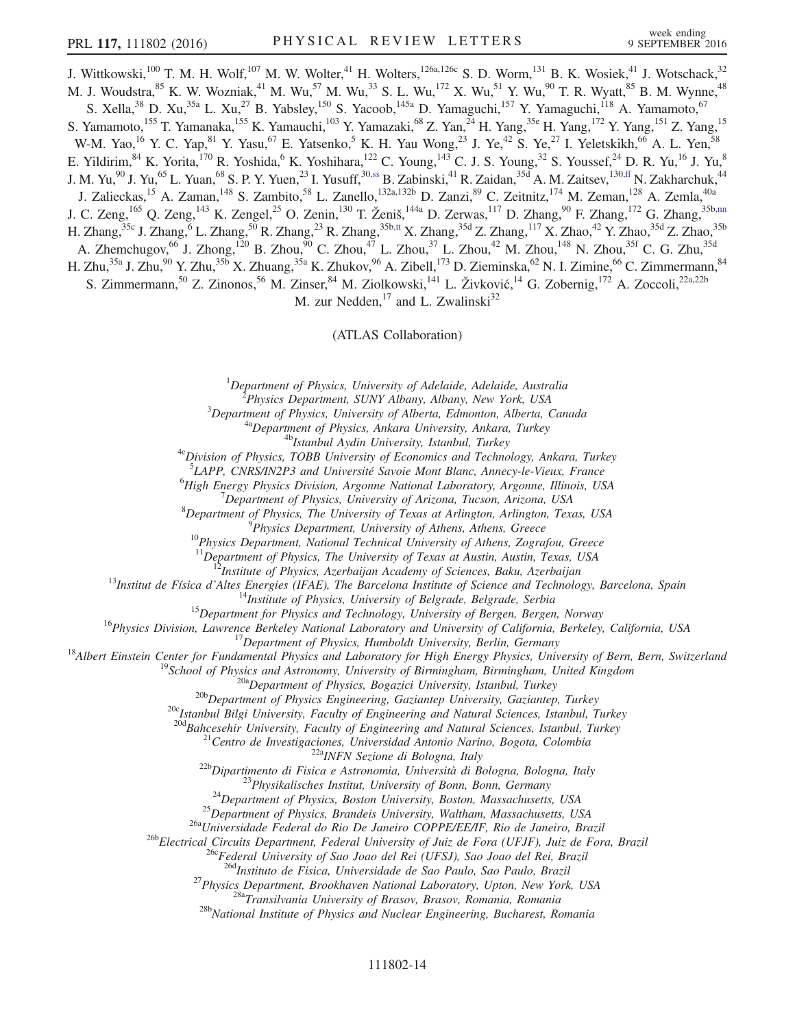J. Wittkowski,[100] T. M. H. Wolf,[107] M. W. Wolter,[41] H. Wolters,[126a,126c] S. D. Worm,[131] B. K. Wosiek,[41] J. Wotschack,[32] M. J. Woudstra,[85] K. W. Wozniak,[41] M. Wu,[57] M. Wu,[33] S. L. Wu,[172] X. Wu,[51] Y. Wu,[90] T. R. Wyatt,[85] B. M. Wynne,[48] S. Xella,[38] D. Xu,[35a] L. Xu,[27] B. Yabsley,[150] S. Yacoob,[145a] D. Yamaguchi,[157] Y. Yamaguchi,[118] A. Yamamoto,[67] S. Yamamoto,[155] T. Yamanaka,[155] K. Yamauchi,[103] Y. Yamazaki,[68] Z. Yan,[24] H. Yang,[35e] H. Yang,[172] Y. Yang,[151] Z. Yang,[15] W-M. Yao,[16] Y. C. Yap,[81] Y. Yasu,[67] E. Yatsenko,[5] K. H. Yau Wong,[23] J. Ye,[42] S. Ye,[27] I. Yeletskikh,[66] A. L. Yen,[58] E. Yildirim,[84] K. Yorita,[170] R. Yoshida,[6] K. Yoshihara,[122] C. Young,[143] C. J. S. Young,[32] S. Youssef,[24] D. R. Yu,[16] J. Yu,[8] J. M. Yu,[90] J. Yu,[65] L. Yuan,[68] S. P. Y. Yuen,[23] I. Yusuff,[30,ss] B. Zabinski,[41] R. Zaidan,[35d] A. M. Zaitsev,[130,ff] N. Zakharchuk,[44] J. Zalieckas,[15] A. Zaman,[148] S. Zambito,[58] L. Zanello,[132a,132b] D. Zanzi,[89] C. Zeitnitz,[174] M. Zeman,[128] A. Zemla,[40a] J. C. Zeng,[165] Q. Zeng,[143] K. Zengel,[25] O. Zenin,[130] T. Ženiš,[144a] D. Zerwas,[117] D. Zhang,[90] F. Zhang,[172] G. Zhang,[35b,nn] H. Zhang,[35c] J. Zhang,[6] L. Zhang,[50] R. Zhang,[23] R. Zhang,[35b,tt] X. Zhang,[35d] Z. Zhang,[117] X. Zhao,[42] Y. Zhao,[35d] Z. Zhao,[35b] A. Zhemchugov,[66] J. Zhong,[120] B. Zhou,[90] C. Zhou,[47] L. Zhou,[37] L. Zhou,[42] M. Zhou,[148] N. Zhou,[35f] C. G. Zhu,[35d] H. Zhu,[35a] J. Zhu,[90] Y. Zhu,[35b] X. Zhuang,[35a] K. Zhukov,[96] A. Zibell,[173] D. Zieminska,[62] N. I. Zimine,[66] C. Zimmermann,[84] S. Zimmermann,[50] Z. Zinonos,[56] M. Zinser,[84] M. Ziolkowski,[141] L. Živković,[14] G. Zobernig,[172] A. Zoccoli,[22a,22b] M. zur Nedden,[17] and L. Zwalinski[32]

(ATLAS Collaboration)

[1] *Department of Physics, University of Adelaide, Adelaide, Australia*
[2] *Physics Department, SUNY Albany, Albany, New York, USA*
[3] *Department of Physics, University of Alberta, Edmonton, Alberta, Canada*
[4a] *Department of Physics, Ankara University, Ankara, Turkey*
[4b] *Istanbul Aydin University, Istanbul, Turkey*
[4c] *Division of Physics, TOBB University of Economics and Technology, Ankara, Turkey*
[5] *LAPP, CNRS/IN2P3 and Université Savoie Mont Blanc, Annecy-le-Vieux, France*
[6] *High Energy Physics Division, Argonne National Laboratory, Argonne, Illinois, USA*
[7] *Department of Physics, University of Arizona, Tucson, Arizona, USA*
[8] *Department of Physics, The University of Texas at Arlington, Arlington, Texas, USA*
[9] *Physics Department, University of Athens, Athens, Greece*
[10] *Physics Department, National Technical University of Athens, Zografou, Greece*
[11] *Department of Physics, The University of Texas at Austin, Austin, Texas, USA*
[12] *Institute of Physics, Azerbaijan Academy of Sciences, Baku, Azerbaijan*
[13] *Institut de Física d'Altes Energies (IFAE), The Barcelona Institute of Science and Technology, Barcelona, Spain*
[14] *Institute of Physics, University of Belgrade, Belgrade, Serbia*
[15] *Department for Physics and Technology, University of Bergen, Bergen, Norway*
[16] *Physics Division, Lawrence Berkeley National Laboratory and University of California, Berkeley, California, USA*
[17] *Department of Physics, Humboldt University, Berlin, Germany*
[18] *Albert Einstein Center for Fundamental Physics and Laboratory for High Energy Physics, University of Bern, Bern, Switzerland*
[19] *School of Physics and Astronomy, University of Birmingham, Birmingham, United Kingdom*
[20a] *Department of Physics, Bogazici University, Istanbul, Turkey*
[20b] *Department of Physics Engineering, Gaziantep University, Gaziantep, Turkey*
[20c] *Istanbul Bilgi University, Faculty of Engineering and Natural Sciences, Istanbul, Turkey*
[20d] *Bahcesehir University, Faculty of Engineering and Natural Sciences, Istanbul, Turkey*
[21] *Centro de Investigaciones, Universidad Antonio Narino, Bogota, Colombia*
[22a] *INFN Sezione di Bologna, Italy*
[22b] *Dipartimento di Fisica e Astronomia, Università di Bologna, Bologna, Italy*
[23] *Physikalisches Institut, University of Bonn, Bonn, Germany*
[24] *Department of Physics, Boston University, Boston, Massachusetts, USA*
[25] *Department of Physics, Brandeis University, Waltham, Massachusetts, USA*
[26a] *Universidade Federal do Rio De Janeiro COPPE/EE/IF, Rio de Janeiro, Brazil*
[26b] *Electrical Circuits Department, Federal University of Juiz de Fora (UFJF), Juiz de Fora, Brazil*
[26c] *Federal University of Sao Joao del Rei (UFSJ), Sao Joao del Rei, Brazil*
[26d] *Instituto de Fisica, Universidade de Sao Paulo, Sao Paulo, Brazil*
[27] *Physics Department, Brookhaven National Laboratory, Upton, New York, USA*
[28a] *Transilvania University of Brasov, Brasov, Romania, Romania*
[28b] *National Institute of Physics and Nuclear Engineering, Bucharest, Romania*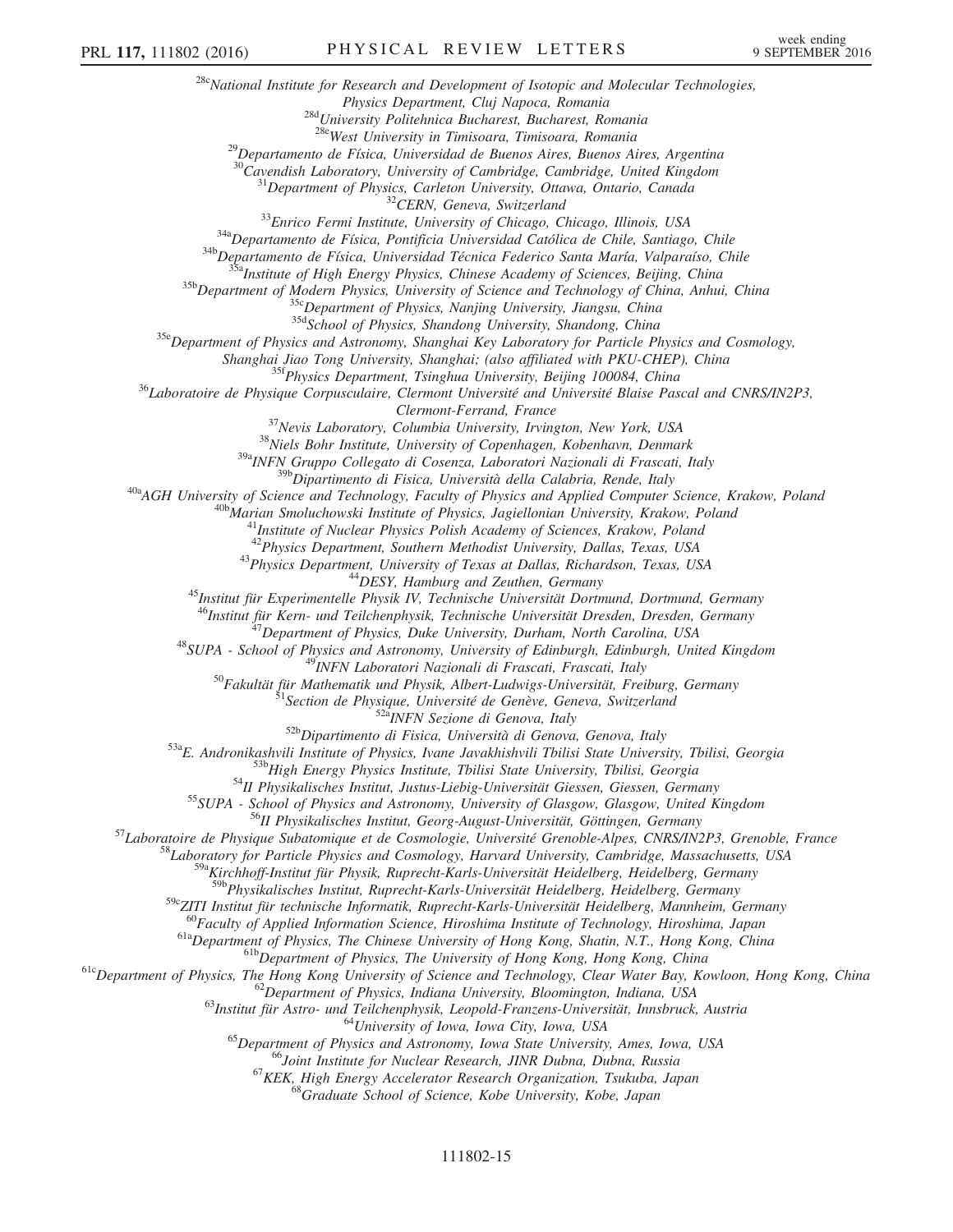[28c]National Institute for Research and Development of Isotopic and Molecular Technologies, Physics Department, Cluj Napoca, Romania
[28d]University Politehnica Bucharest, Bucharest, Romania
[28e]West University in Timisoara, Timisoara, Romania
[29]Departamento de Física, Universidad de Buenos Aires, Buenos Aires, Argentina
[30]Cavendish Laboratory, University of Cambridge, Cambridge, United Kingdom
[31]Department of Physics, Carleton University, Ottawa, Ontario, Canada
[32]CERN, Geneva, Switzerland
[33]Enrico Fermi Institute, University of Chicago, Chicago, Illinois, USA
[34a]Departamento de Física, Pontificia Universidad Católica de Chile, Santiago, Chile
[34b]Departamento de Física, Universidad Técnica Federico Santa María, Valparaíso, Chile
[35a]Institute of High Energy Physics, Chinese Academy of Sciences, Beijing, China
[35b]Department of Modern Physics, University of Science and Technology of China, Anhui, China
[35c]Department of Physics, Nanjing University, Jiangsu, China
[35d]School of Physics, Shandong University, Shandong, China
[35e]Department of Physics and Astronomy, Shanghai Key Laboratory for Particle Physics and Cosmology, Shanghai Jiao Tong University, Shanghai; (also affiliated with PKU-CHEP), China
[35f]Physics Department, Tsinghua University, Beijing 100084, China
[36]Laboratoire de Physique Corpusculaire, Clermont Université and Université Blaise Pascal and CNRS/IN2P3, Clermont-Ferrand, France
[37]Nevis Laboratory, Columbia University, Irvington, New York, USA
[38]Niels Bohr Institute, University of Copenhagen, Kobenhavn, Denmark
[39a]INFN Gruppo Collegato di Cosenza, Laboratori Nazionali di Frascati, Italy
[39b]Dipartimento di Fisica, Università della Calabria, Rende, Italy
[40a]AGH University of Science and Technology, Faculty of Physics and Applied Computer Science, Krakow, Poland
[40b]Marian Smoluchowski Institute of Physics, Jagiellonian University, Krakow, Poland
[41]Institute of Nuclear Physics Polish Academy of Sciences, Krakow, Poland
[42]Physics Department, Southern Methodist University, Dallas, Texas, USA
[43]Physics Department, University of Texas at Dallas, Richardson, Texas, USA
[44]DESY, Hamburg and Zeuthen, Germany
[45]Institut für Experimentelle Physik IV, Technische Universität Dortmund, Dortmund, Germany
[46]Institut für Kern- und Teilchenphysik, Technische Universität Dresden, Dresden, Germany
[47]Department of Physics, Duke University, Durham, North Carolina, USA
[48]SUPA - School of Physics and Astronomy, University of Edinburgh, Edinburgh, United Kingdom
[49]INFN Laboratori Nazionali di Frascati, Frascati, Italy
[50]Fakultät für Mathematik und Physik, Albert-Ludwigs-Universität, Freiburg, Germany
[51]Section de Physique, Université de Genève, Geneva, Switzerland
[52a]INFN Sezione di Genova, Italy
[52b]Dipartimento di Fisica, Università di Genova, Genova, Italy
[53a]E. Andronikashvili Institute of Physics, Ivane Javakhishvili Tbilisi State University, Tbilisi, Georgia
[53b]High Energy Physics Institute, Tbilisi State University, Tbilisi, Georgia
[54]II Physikalisches Institut, Justus-Liebig-Universität Giessen, Giessen, Germany
[55]SUPA - School of Physics and Astronomy, University of Glasgow, Glasgow, United Kingdom
[56]II Physikalisches Institut, Georg-August-Universität, Göttingen, Germany
[57]Laboratoire de Physique Subatomique et de Cosmologie, Université Grenoble-Alpes, CNRS/IN2P3, Grenoble, France
[58]Laboratory for Particle Physics and Cosmology, Harvard University, Cambridge, Massachusetts, USA
[59a]Kirchhoff-Institut für Physik, Ruprecht-Karls-Universität Heidelberg, Heidelberg, Germany
[59b]Physikalisches Institut, Ruprecht-Karls-Universität Heidelberg, Heidelberg, Germany
[59c]ZITI Institut für technische Informatik, Ruprecht-Karls-Universität Heidelberg, Mannheim, Germany
[60]Faculty of Applied Information Science, Hiroshima Institute of Technology, Hiroshima, Japan
[61a]Department of Physics, The Chinese University of Hong Kong, Shatin, N.T., Hong Kong, China
[61b]Department of Physics, The University of Hong Kong, Hong Kong, China
[61c]Department of Physics, The Hong Kong University of Science and Technology, Clear Water Bay, Kowloon, Hong Kong, China
[62]Department of Physics, Indiana University, Bloomington, Indiana, USA
[63]Institut für Astro- und Teilchenphysik, Leopold-Franzens-Universität, Innsbruck, Austria
[64]University of Iowa, Iowa City, Iowa, USA
[65]Department of Physics and Astronomy, Iowa State University, Ames, Iowa, USA
[66]Joint Institute for Nuclear Research, JINR Dubna, Dubna, Russia
[67]KEK, High Energy Accelerator Research Organization, Tsukuba, Japan
[68]Graduate School of Science, Kobe University, Kobe, Japan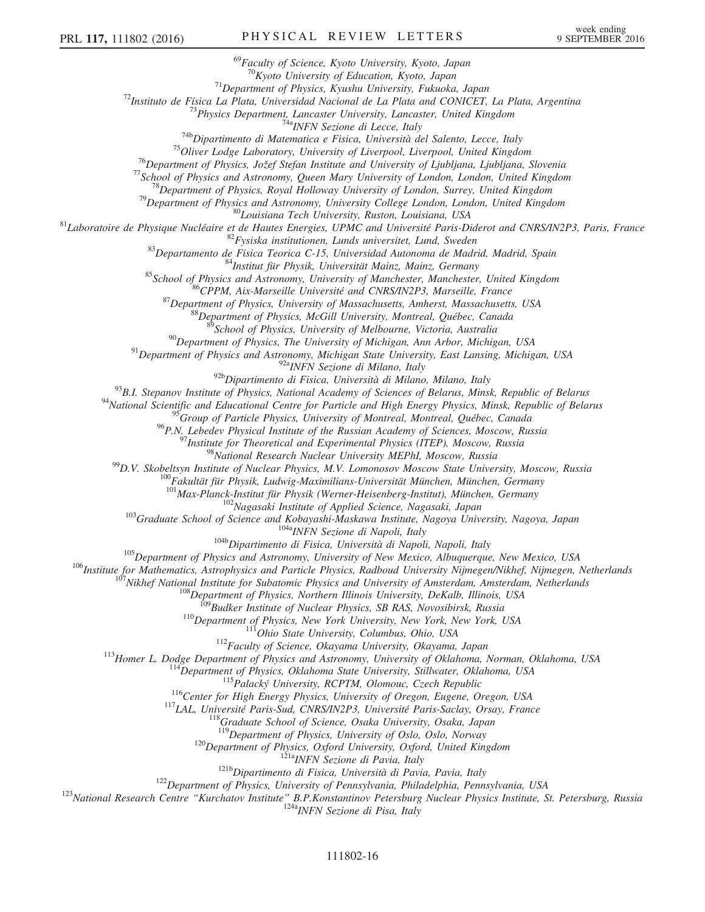[69]Faculty of Science, Kyoto University, Kyoto, Japan
[70]Kyoto University of Education, Kyoto, Japan
[71]Department of Physics, Kyushu University, Fukuoka, Japan
[72]Instituto de Física La Plata, Universidad Nacional de La Plata and CONICET, La Plata, Argentina
[73]Physics Department, Lancaster University, Lancaster, United Kingdom
[74a]INFN Sezione di Lecce, Italy
[74b]Dipartimento di Matematica e Fisica, Università del Salento, Lecce, Italy
[75]Oliver Lodge Laboratory, University of Liverpool, Liverpool, United Kingdom
[76]Department of Physics, Jožef Stefan Institute and University of Ljubljana, Ljubljana, Slovenia
[77]School of Physics and Astronomy, Queen Mary University of London, London, United Kingdom
[78]Department of Physics, Royal Holloway University of London, Surrey, United Kingdom
[79]Department of Physics and Astronomy, University College London, London, United Kingdom
[80]Louisiana Tech University, Ruston, Louisiana, USA
[81]Laboratoire de Physique Nucléaire et de Hautes Energies, UPMC and Université Paris-Diderot and CNRS/IN2P3, Paris, France
[82]Fysiska institutionen, Lunds universitet, Lund, Sweden
[83]Departamento de Fisica Teorica C-15, Universidad Autonoma de Madrid, Madrid, Spain
[84]Institut für Physik, Universität Mainz, Mainz, Germany
[85]School of Physics and Astronomy, University of Manchester, Manchester, United Kingdom
[86]CPPM, Aix-Marseille Université and CNRS/IN2P3, Marseille, France
[87]Department of Physics, University of Massachusetts, Amherst, Massachusetts, USA
[88]Department of Physics, McGill University, Montreal, Québec, Canada
[89]School of Physics, University of Melbourne, Victoria, Australia
[90]Department of Physics, The University of Michigan, Ann Arbor, Michigan, USA
[91]Department of Physics and Astronomy, Michigan State University, East Lansing, Michigan, USA
[92a]INFN Sezione di Milano, Italy
[92b]Dipartimento di Fisica, Università di Milano, Milano, Italy
[93]B.I. Stepanov Institute of Physics, National Academy of Sciences of Belarus, Minsk, Republic of Belarus
[94]National Scientific and Educational Centre for Particle and High Energy Physics, Minsk, Republic of Belarus
[95]Group of Particle Physics, University of Montreal, Montreal, Québec, Canada
[96]P.N. Lebedev Physical Institute of the Russian Academy of Sciences, Moscow, Russia
[97]Institute for Theoretical and Experimental Physics (ITEP), Moscow, Russia
[98]National Research Nuclear University MEPhI, Moscow, Russia
[99]D.V. Skobeltsyn Institute of Nuclear Physics, M.V. Lomonosov Moscow State University, Moscow, Russia
[100]Fakultät für Physik, Ludwig-Maximilians-Universität München, München, Germany
[101]Max-Planck-Institut für Physik (Werner-Heisenberg-Institut), München, Germany
[102]Nagasaki Institute of Applied Science, Nagasaki, Japan
[103]Graduate School of Science and Kobayashi-Maskawa Institute, Nagoya University, Nagoya, Japan
[104a]INFN Sezione di Napoli, Italy
[104b]Dipartimento di Fisica, Università di Napoli, Napoli, Italy
[105]Department of Physics and Astronomy, University of New Mexico, Albuquerque, New Mexico, USA
[106]Institute for Mathematics, Astrophysics and Particle Physics, Radboud University Nijmegen/Nikhef, Nijmegen, Netherlands
[107]Nikhef National Institute for Subatomic Physics and University of Amsterdam, Amsterdam, Netherlands
[108]Department of Physics, Northern Illinois University, DeKalb, Illinois, USA
[109]Budker Institute of Nuclear Physics, SB RAS, Novosibirsk, Russia
[110]Department of Physics, New York University, New York, New York, USA
[111]Ohio State University, Columbus, Ohio, USA
[112]Faculty of Science, Okayama University, Okayama, Japan
[113]Homer L. Dodge Department of Physics and Astronomy, University of Oklahoma, Norman, Oklahoma, USA
[114]Department of Physics, Oklahoma State University, Stillwater, Oklahoma, USA
[115]Palacký University, RCPTM, Olomouc, Czech Republic
[116]Center for High Energy Physics, University of Oregon, Eugene, Oregon, USA
[117]LAL, Université Paris-Sud, CNRS/IN2P3, Université Paris-Saclay, Orsay, France
[118]Graduate School of Science, Osaka University, Osaka, Japan
[119]Department of Physics, University of Oslo, Oslo, Norway
[120]Department of Physics, Oxford University, Oxford, United Kingdom
[121a]INFN Sezione di Pavia, Italy
[121b]Dipartimento di Fisica, Università di Pavia, Pavia, Italy
[122]Department of Physics, University of Pennsylvania, Philadelphia, Pennsylvania, USA
[123]National Research Centre "Kurchatov Institute" B.P.Konstantinov Petersburg Nuclear Physics Institute, St. Petersburg, Russia
[124a]INFN Sezione di Pisa, Italy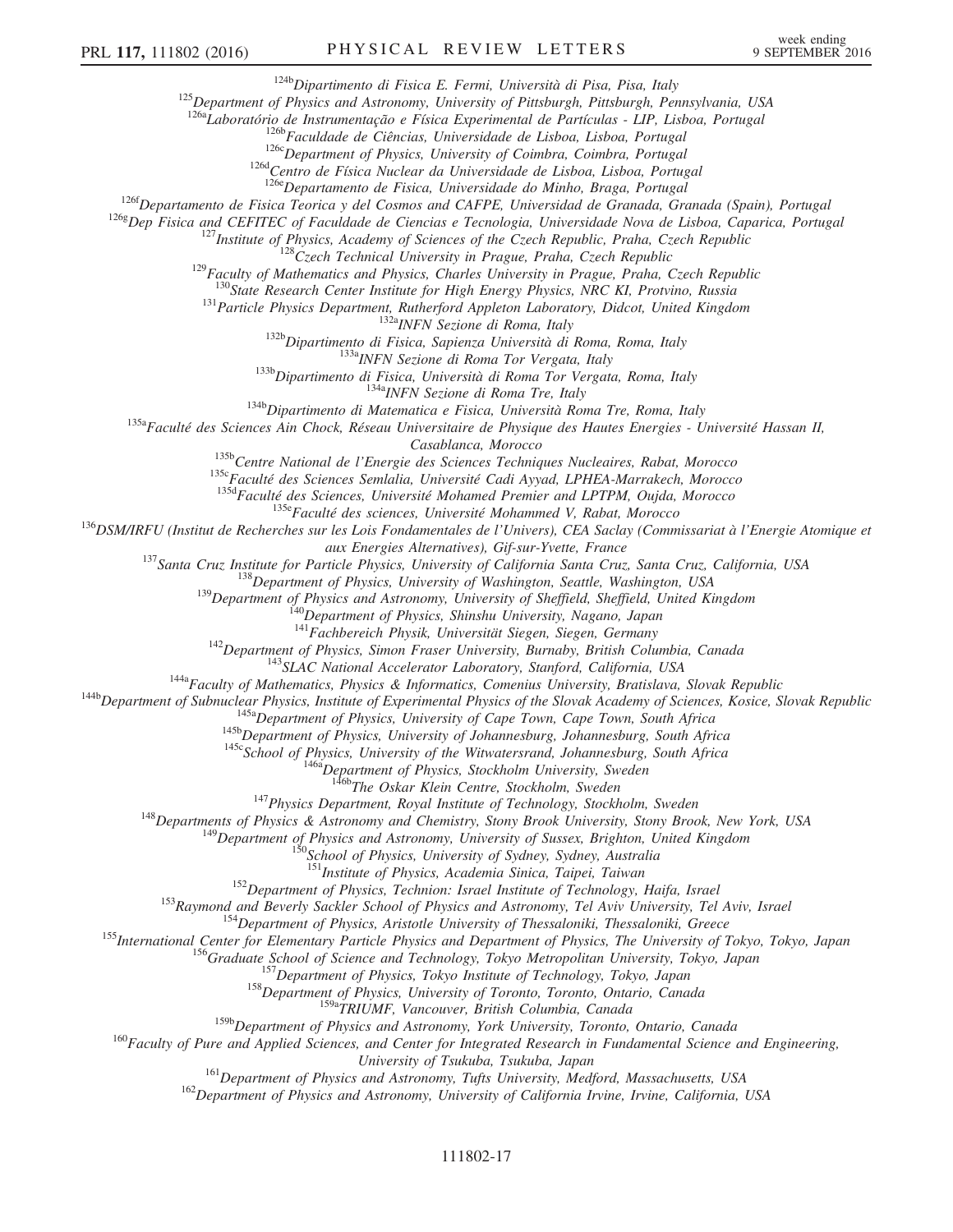[124b]Dipartimento di Fisica E. Fermi, Università di Pisa, Pisa, Italy
[125]Department of Physics and Astronomy, University of Pittsburgh, Pittsburgh, Pennsylvania, USA
[126a]Laboratório de Instrumentação e Física Experimental de Partículas - LIP, Lisboa, Portugal
[126b]Faculdade de Ciências, Universidade de Lisboa, Lisboa, Portugal
[126c]Department of Physics, University of Coimbra, Coimbra, Portugal
[126d]Centro de Física Nuclear da Universidade de Lisboa, Lisboa, Portugal
[126e]Departamento de Fisica, Universidade do Minho, Braga, Portugal
[126f]Departamento de Fisica Teorica y del Cosmos and CAFPE, Universidad de Granada, Granada (Spain), Portugal
[126g]Dep Fisica and CEFITEC of Faculdade de Ciencias e Tecnologia, Universidade Nova de Lisboa, Caparica, Portugal
[127]Institute of Physics, Academy of Sciences of the Czech Republic, Praha, Czech Republic
[128]Czech Technical University in Prague, Praha, Czech Republic
[129]Faculty of Mathematics and Physics, Charles University in Prague, Praha, Czech Republic
[130]State Research Center Institute for High Energy Physics, NRC KI, Protvino, Russia
[131]Particle Physics Department, Rutherford Appleton Laboratory, Didcot, United Kingdom
[132a]INFN Sezione di Roma, Italy
[132b]Dipartimento di Fisica, Sapienza Università di Roma, Roma, Italy
[133a]INFN Sezione di Roma Tor Vergata, Italy
[133b]Dipartimento di Fisica, Università di Roma Tor Vergata, Roma, Italy
[134a]INFN Sezione di Roma Tre, Italy
[134b]Dipartimento di Matematica e Fisica, Università Roma Tre, Roma, Italy
[135a]Faculté des Sciences Ain Chock, Réseau Universitaire de Physique des Hautes Energies - Université Hassan II, Casablanca, Morocco
[135b]Centre National de l'Energie des Sciences Techniques Nucleaires, Rabat, Morocco
[135c]Faculté des Sciences Semlalia, Université Cadi Ayyad, LPHEA-Marrakech, Morocco
[135d]Faculté des Sciences, Université Mohamed Premier and LPTPM, Oujda, Morocco
[135e]Faculté des sciences, Université Mohammed V, Rabat, Morocco
[136]DSM/IRFU (Institut de Recherches sur les Lois Fondamentales de l'Univers), CEA Saclay (Commissariat à l'Energie Atomique et aux Energies Alternatives), Gif-sur-Yvette, France
[137]Santa Cruz Institute for Particle Physics, University of California Santa Cruz, Santa Cruz, California, USA
[138]Department of Physics, University of Washington, Seattle, Washington, USA
[139]Department of Physics and Astronomy, University of Sheffield, Sheffield, United Kingdom
[140]Department of Physics, Shinshu University, Nagano, Japan
[141]Fachbereich Physik, Universität Siegen, Siegen, Germany
[142]Department of Physics, Simon Fraser University, Burnaby, British Columbia, Canada
[143]SLAC National Accelerator Laboratory, Stanford, California, USA
[144a]Faculty of Mathematics, Physics & Informatics, Comenius University, Bratislava, Slovak Republic
[144b]Department of Subnuclear Physics, Institute of Experimental Physics of the Slovak Academy of Sciences, Kosice, Slovak Republic
[145a]Department of Physics, University of Cape Town, Cape Town, South Africa
[145b]Department of Physics, University of Johannesburg, Johannesburg, South Africa
[145c]School of Physics, University of the Witwatersrand, Johannesburg, South Africa
[146a]Department of Physics, Stockholm University, Sweden
[146b]The Oskar Klein Centre, Stockholm, Sweden
[147]Physics Department, Royal Institute of Technology, Stockholm, Sweden
[148]Departments of Physics & Astronomy and Chemistry, Stony Brook University, Stony Brook, New York, USA
[149]Department of Physics and Astronomy, University of Sussex, Brighton, United Kingdom
[150]School of Physics, University of Sydney, Sydney, Australia
[151]Institute of Physics, Academia Sinica, Taipei, Taiwan
[152]Department of Physics, Technion: Israel Institute of Technology, Haifa, Israel
[153]Raymond and Beverly Sackler School of Physics and Astronomy, Tel Aviv University, Tel Aviv, Israel
[154]Department of Physics, Aristotle University of Thessaloniki, Thessaloniki, Greece
[155]International Center for Elementary Particle Physics and Department of Physics, The University of Tokyo, Tokyo, Japan
[156]Graduate School of Science and Technology, Tokyo Metropolitan University, Tokyo, Japan
[157]Department of Physics, Tokyo Institute of Technology, Tokyo, Japan
[158]Department of Physics, University of Toronto, Toronto, Ontario, Canada
[159a]TRIUMF, Vancouver, British Columbia, Canada
[159b]Department of Physics and Astronomy, York University, Toronto, Ontario, Canada
[160]Faculty of Pure and Applied Sciences, and Center for Integrated Research in Fundamental Science and Engineering, University of Tsukuba, Tsukuba, Japan
[161]Department of Physics and Astronomy, Tufts University, Medford, Massachusetts, USA
[162]Department of Physics and Astronomy, University of California Irvine, Irvine, California, USA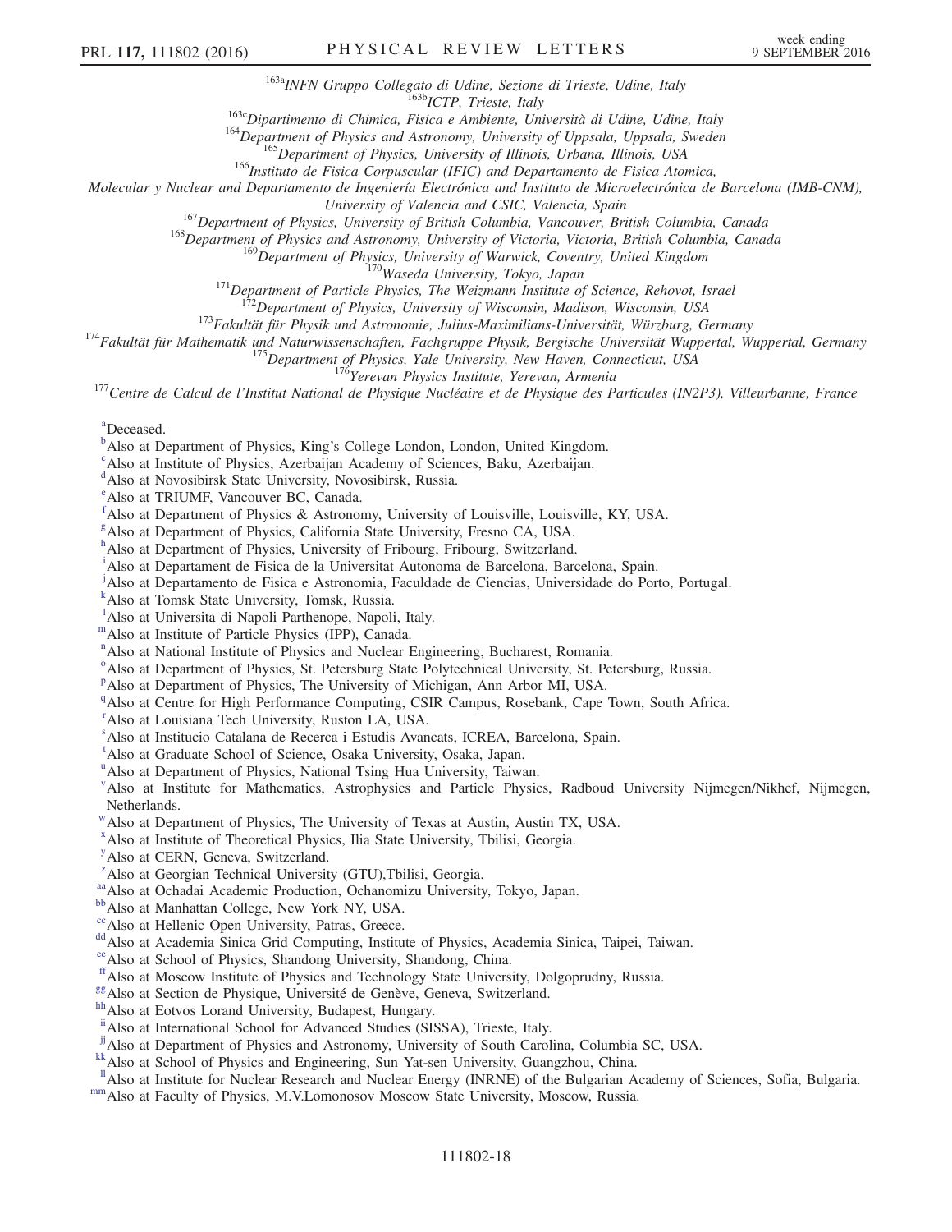[163a]*INFN Gruppo Collegato di Udine, Sezione di Trieste, Udine, Italy*
[163b]*ICTP, Trieste, Italy*
[163c]*Dipartimento di Chimica, Fisica e Ambiente, Università di Udine, Udine, Italy*
[164]*Department of Physics and Astronomy, University of Uppsala, Uppsala, Sweden*
[165]*Department of Physics, University of Illinois, Urbana, Illinois, USA*
[166]*Instituto de Fisica Corpuscular (IFIC) and Departamento de Fisica Atomica, Molecular y Nuclear and Departamento de Ingeniería Electrónica and Instituto de Microelectrónica de Barcelona (IMB-CNM), University of Valencia and CSIC, Valencia, Spain*
[167]*Department of Physics, University of British Columbia, Vancouver, British Columbia, Canada*
[168]*Department of Physics and Astronomy, University of Victoria, Victoria, British Columbia, Canada*
[169]*Department of Physics, University of Warwick, Coventry, United Kingdom*
[170]*Waseda University, Tokyo, Japan*
[171]*Department of Particle Physics, The Weizmann Institute of Science, Rehovot, Israel*
[172]*Department of Physics, University of Wisconsin, Madison, Wisconsin, USA*
[173]*Fakultät für Physik und Astronomie, Julius-Maximilians-Universität, Würzburg, Germany*
[174]*Fakultät für Mathematik und Naturwissenschaften, Fachgruppe Physik, Bergische Universität Wuppertal, Wuppertal, Germany*
[175]*Department of Physics, Yale University, New Haven, Connecticut, USA*
[176]*Yerevan Physics Institute, Yerevan, Armenia*
[177]*Centre de Calcul de l'Institut National de Physique Nucléaire et de Physique des Particules (IN2P3), Villeurbanne, France*

[a]Deceased.
[b]Also at Department of Physics, King's College London, London, United Kingdom.
[c]Also at Institute of Physics, Azerbaijan Academy of Sciences, Baku, Azerbaijan.
[d]Also at Novosibirsk State University, Novosibirsk, Russia.
[e]Also at TRIUMF, Vancouver BC, Canada.
[f]Also at Department of Physics & Astronomy, University of Louisville, Louisville, KY, USA.
[g]Also at Department of Physics, California State University, Fresno CA, USA.
[h]Also at Department of Physics, University of Fribourg, Fribourg, Switzerland.
[i]Also at Departament de Fisica de la Universitat Autonoma de Barcelona, Barcelona, Spain.
[j]Also at Departamento de Fisica e Astronomia, Faculdade de Ciencias, Universidade do Porto, Portugal.
[k]Also at Tomsk State University, Tomsk, Russia.
[l]Also at Universita di Napoli Parthenope, Napoli, Italy.
[m]Also at Institute of Particle Physics (IPP), Canada.
[n]Also at National Institute of Physics and Nuclear Engineering, Bucharest, Romania.
[o]Also at Department of Physics, St. Petersburg State Polytechnical University, St. Petersburg, Russia.
[p]Also at Department of Physics, The University of Michigan, Ann Arbor MI, USA.
[q]Also at Centre for High Performance Computing, CSIR Campus, Rosebank, Cape Town, South Africa.
[r]Also at Louisiana Tech University, Ruston LA, USA.
[s]Also at Institucio Catalana de Recerca i Estudis Avancats, ICREA, Barcelona, Spain.
[t]Also at Graduate School of Science, Osaka University, Osaka, Japan.
[u]Also at Department of Physics, National Tsing Hua University, Taiwan.
[v]Also at Institute for Mathematics, Astrophysics and Particle Physics, Radboud University Nijmegen/Nikhef, Nijmegen, Netherlands.
[w]Also at Department of Physics, The University of Texas at Austin, Austin TX, USA.
[x]Also at Institute of Theoretical Physics, Ilia State University, Tbilisi, Georgia.
[y]Also at CERN, Geneva, Switzerland.
[z]Also at Georgian Technical University (GTU),Tbilisi, Georgia.
[aa]Also at Ochadai Academic Production, Ochanomizu University, Tokyo, Japan.
[bb]Also at Manhattan College, New York NY, USA.
[cc]Also at Hellenic Open University, Patras, Greece.
[dd]Also at Academia Sinica Grid Computing, Institute of Physics, Academia Sinica, Taipei, Taiwan.
[ee]Also at School of Physics, Shandong University, Shandong, China.
[ff]Also at Moscow Institute of Physics and Technology State University, Dolgoprudny, Russia.
[gg]Also at Section de Physique, Université de Genève, Geneva, Switzerland.
[hh]Also at Eotvos Lorand University, Budapest, Hungary.
[ii]Also at International School for Advanced Studies (SISSA), Trieste, Italy.
[jj]Also at Department of Physics and Astronomy, University of South Carolina, Columbia SC, USA.
[kk]Also at School of Physics and Engineering, Sun Yat-sen University, Guangzhou, China.
[ll]Also at Institute for Nuclear Research and Nuclear Energy (INRNE) of the Bulgarian Academy of Sciences, Sofia, Bulgaria.
[mm]Also at Faculty of Physics, M.V.Lomonosov Moscow State University, Moscow, Russia.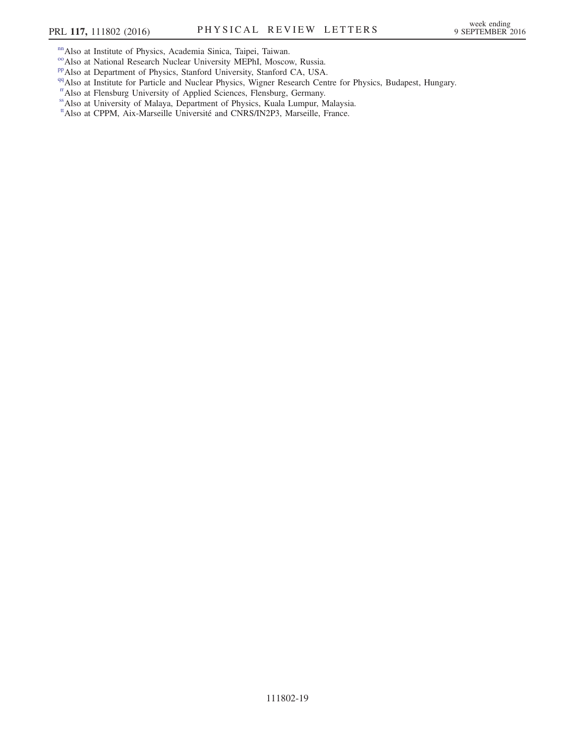[nn]Also at Institute of Physics, Academia Sinica, Taipei, Taiwan.
[oo]Also at National Research Nuclear University MEPhI, Moscow, Russia.
[pp]Also at Department of Physics, Stanford University, Stanford CA, USA.
[qq]Also at Institute for Particle and Nuclear Physics, Wigner Research Centre for Physics, Budapest, Hungary.
[rr]Also at Flensburg University of Applied Sciences, Flensburg, Germany.
[ss]Also at University of Malaya, Department of Physics, Kuala Lumpur, Malaysia.
[tt]Also at CPPM, Aix-Marseille Université and CNRS/IN2P3, Marseille, France.